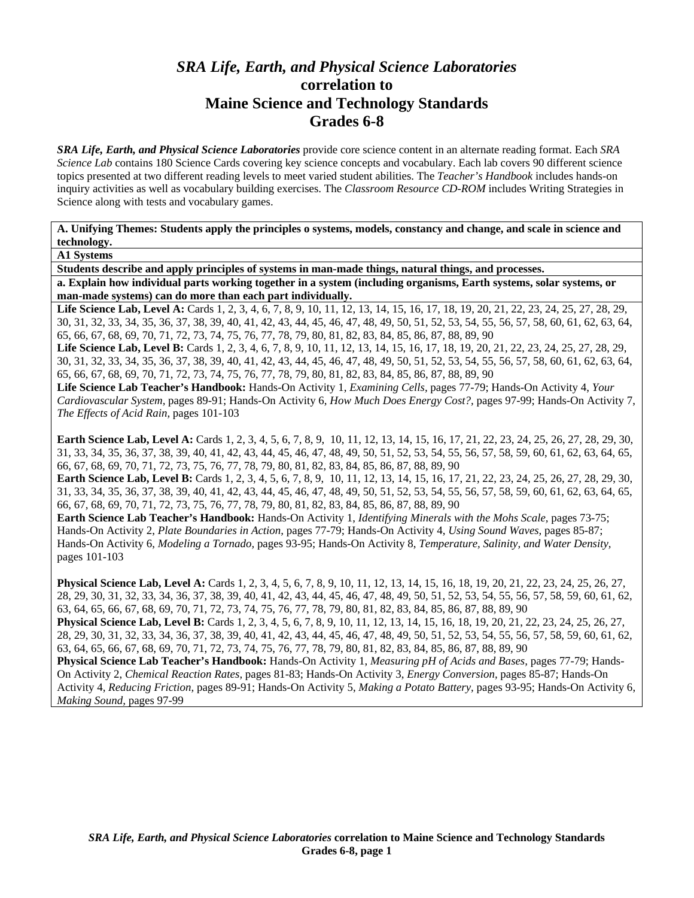# *SRA Life, Earth, and Physical Science Laboratories* correlation to Maine Science and Technology Standards Grades 6-8

***SRA Life, Earth, and Physical Science Laboratories*** provide core science content in an alternate reading format. Each *SRA Science Lab* contains 180 Science Cards covering key science concepts and vocabulary. Each lab covers 90 different science topics presented at two different reading levels to meet varied student abilities. The *Teacher's Handbook* includes hands-on inquiry activities as well as vocabulary building exercises. The *Classroom Resource CD-ROM* includes Writing Strategies in Science along with tests and vocabulary games.

**A. Unifying Themes: Students apply the principles o systems, models, constancy and change, and scale in science and technology.**

**A1 Systems**

**Students describe and apply principles of systems in man-made things, natural things, and processes.**

**a. Explain how individual parts working together in a system (including organisms, Earth systems, solar systems, or man-made systems) can do more than each part individually.**

**Life Science Lab, Level A:** Cards 1, 2, 3, 4, 6, 7, 8, 9, 10, 11, 12, 13, 14, 15, 16, 17, 18, 19, 20, 21, 22, 23, 24, 25, 27, 28, 29, 30, 31, 32, 33, 34, 35, 36, 37, 38, 39, 40, 41, 42, 43, 44, 45, 46, 47, 48, 49, 50, 51, 52, 53, 54, 55, 56, 57, 58, 60, 61, 62, 63, 64, 65, 66, 67, 68, 69, 70, 71, 72, 73, 74, 75, 76, 77, 78, 79, 80, 81, 82, 83, 84, 85, 86, 87, 88, 89, 90
**Life Science Lab, Level B:** Cards 1, 2, 3, 4, 6, 7, 8, 9, 10, 11, 12, 13, 14, 15, 16, 17, 18, 19, 20, 21, 22, 23, 24, 25, 27, 28, 29, 30, 31, 32, 33, 34, 35, 36, 37, 38, 39, 40, 41, 42, 43, 44, 45, 46, 47, 48, 49, 50, 51, 52, 53, 54, 55, 56, 57, 58, 60, 61, 62, 63, 64, 65, 66, 67, 68, 69, 70, 71, 72, 73, 74, 75, 76, 77, 78, 79, 80, 81, 82, 83, 84, 85, 86, 87, 88, 89, 90
**Life Science Lab Teacher's Handbook:** Hands-On Activity 1, *Examining Cells,* pages 77-79; Hands-On Activity 4, *Your Cardiovascular System,* pages 89-91; Hands-On Activity 6, *How Much Does Energy Cost?,* pages 97-99; Hands-On Activity 7, *The Effects of Acid Rain,* pages 101-103

**Earth Science Lab, Level A:** Cards 1, 2, 3, 4, 5, 6, 7, 8, 9, 10, 11, 12, 13, 14, 15, 16, 17, 21, 22, 23, 24, 25, 26, 27, 28, 29, 30, 31, 33, 34, 35, 36, 37, 38, 39, 40, 41, 42, 43, 44, 45, 46, 47, 48, 49, 50, 51, 52, 53, 54, 55, 56, 57, 58, 59, 60, 61, 62, 63, 64, 65, 66, 67, 68, 69, 70, 71, 72, 73, 75, 76, 77, 78, 79, 80, 81, 82, 83, 84, 85, 86, 87, 88, 89, 90
**Earth Science Lab, Level B:** Cards 1, 2, 3, 4, 5, 6, 7, 8, 9, 10, 11, 12, 13, 14, 15, 16, 17, 21, 22, 23, 24, 25, 26, 27, 28, 29, 30, 31, 33, 34, 35, 36, 37, 38, 39, 40, 41, 42, 43, 44, 45, 46, 47, 48, 49, 50, 51, 52, 53, 54, 55, 56, 57, 58, 59, 60, 61, 62, 63, 64, 65, 66, 67, 68, 69, 70, 71, 72, 73, 75, 76, 77, 78, 79, 80, 81, 82, 83, 84, 85, 86, 87, 88, 89, 90
**Earth Science Lab Teacher's Handbook:** Hands-On Activity 1, *Identifying Minerals with the Mohs Scale,* pages 73-75; Hands-On Activity 2, *Plate Boundaries in Action,* pages 77-79; Hands-On Activity 4, *Using Sound Waves,* pages 85-87; Hands-On Activity 6, *Modeling a Tornado,* pages 93-95; Hands-On Activity 8, *Temperature, Salinity, and Water Density,* pages 101-103

**Physical Science Lab, Level A:** Cards 1, 2, 3, 4, 5, 6, 7, 8, 9, 10, 11, 12, 13, 14, 15, 16, 18, 19, 20, 21, 22, 23, 24, 25, 26, 27, 28, 29, 30, 31, 32, 33, 34, 36, 37, 38, 39, 40, 41, 42, 43, 44, 45, 46, 47, 48, 49, 50, 51, 52, 53, 54, 55, 56, 57, 58, 59, 60, 61, 62, 63, 64, 65, 66, 67, 68, 69, 70, 71, 72, 73, 74, 75, 76, 77, 78, 79, 80, 81, 82, 83, 84, 85, 86, 87, 88, 89, 90
**Physical Science Lab, Level B:** Cards 1, 2, 3, 4, 5, 6, 7, 8, 9, 10, 11, 12, 13, 14, 15, 16, 18, 19, 20, 21, 22, 23, 24, 25, 26, 27, 28, 29, 30, 31, 32, 33, 34, 36, 37, 38, 39, 40, 41, 42, 43, 44, 45, 46, 47, 48, 49, 50, 51, 52, 53, 54, 55, 56, 57, 58, 59, 60, 61, 62, 63, 64, 65, 66, 67, 68, 69, 70, 71, 72, 73, 75, 76, 77, 78, 79, 80, 81, 82, 83, 84, 85, 86, 87, 88, 89, 90
**Physical Science Lab Teacher's Handbook:** Hands-On Activity 1, *Measuring pH of Acids and Bases,* pages 77-79; Hands-On Activity 2, *Chemical Reaction Rates,* pages 81-83; Hands-On Activity 3, *Energy Conversion,* pages 85-87; Hands-On Activity 4, *Reducing Friction,* pages 89-91; Hands-On Activity 5, *Making a Potato Battery,* pages 93-95; Hands-On Activity 6, *Making Sound,* pages 97-99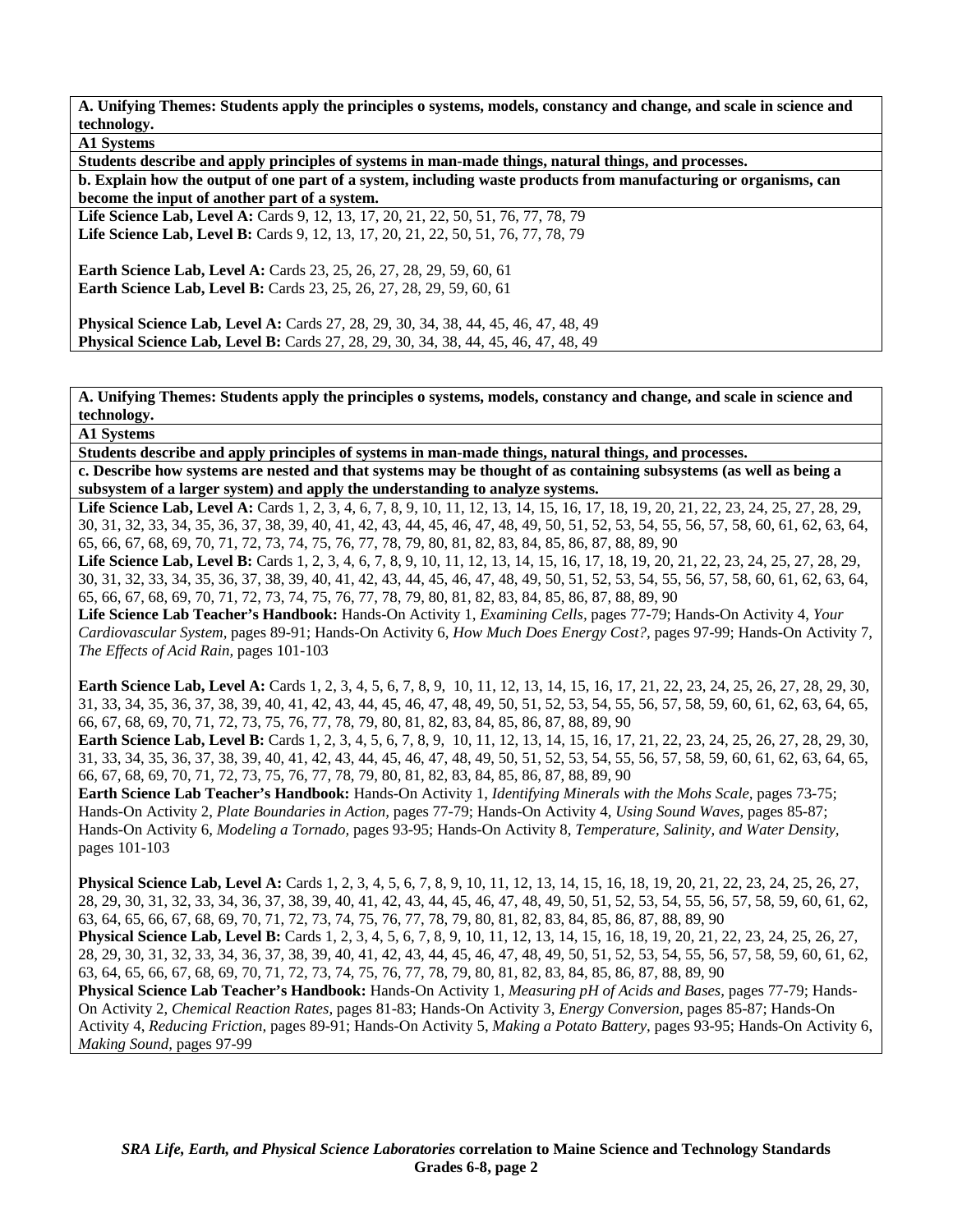**A. Unifying Themes: Students apply the principles o systems, models, constancy and change, and scale in science and technology.**

**A1 Systems**

**Students describe and apply principles of systems in man-made things, natural things, and processes.**

**b. Explain how the output of one part of a system, including waste products from manufacturing or organisms, can become the input of another part of a system.**

**Life Science Lab, Level A:** Cards 9, 12, 13, 17, 20, 21, 22, 50, 51, 76, 77, 78, 79
**Life Science Lab, Level B:** Cards 9, 12, 13, 17, 20, 21, 22, 50, 51, 76, 77, 78, 79

**Earth Science Lab, Level A:** Cards 23, 25, 26, 27, 28, 29, 59, 60, 61
**Earth Science Lab, Level B:** Cards 23, 25, 26, 27, 28, 29, 59, 60, 61

**Physical Science Lab, Level A:** Cards 27, 28, 29, 30, 34, 38, 44, 45, 46, 47, 48, 49
**Physical Science Lab, Level B:** Cards 27, 28, 29, 30, 34, 38, 44, 45, 46, 47, 48, 49

**A. Unifying Themes: Students apply the principles o systems, models, constancy and change, and scale in science and technology.**

**A1 Systems**

**Students describe and apply principles of systems in man-made things, natural things, and processes.**

**c. Describe how systems are nested and that systems may be thought of as containing subsystems (as well as being a subsystem of a larger system) and apply the understanding to analyze systems.**

**Life Science Lab, Level A:** Cards 1, 2, 3, 4, 6, 7, 8, 9, 10, 11, 12, 13, 14, 15, 16, 17, 18, 19, 20, 21, 22, 23, 24, 25, 27, 28, 29, 30, 31, 32, 33, 34, 35, 36, 37, 38, 39, 40, 41, 42, 43, 44, 45, 46, 47, 48, 49, 50, 51, 52, 53, 54, 55, 56, 57, 58, 60, 61, 62, 63, 64, 65, 66, 67, 68, 69, 70, 71, 72, 73, 74, 75, 76, 77, 78, 79, 80, 81, 82, 83, 84, 85, 86, 87, 88, 89, 90
**Life Science Lab, Level B:** Cards 1, 2, 3, 4, 6, 7, 8, 9, 10, 11, 12, 13, 14, 15, 16, 17, 18, 19, 20, 21, 22, 23, 24, 25, 27, 28, 29, 30, 31, 32, 33, 34, 35, 36, 37, 38, 39, 40, 41, 42, 43, 44, 45, 46, 47, 48, 49, 50, 51, 52, 53, 54, 55, 56, 57, 58, 60, 61, 62, 63, 64, 65, 66, 67, 68, 69, 70, 71, 72, 73, 74, 75, 76, 77, 78, 79, 80, 81, 82, 83, 84, 85, 86, 87, 88, 89, 90
**Life Science Lab Teacher's Handbook:** Hands-On Activity 1, *Examining Cells,* pages 77-79; Hands-On Activity 4, *Your Cardiovascular System,* pages 89-91; Hands-On Activity 6, *How Much Does Energy Cost?,* pages 97-99; Hands-On Activity 7, *The Effects of Acid Rain,* pages 101-103

**Earth Science Lab, Level A:** Cards 1, 2, 3, 4, 5, 6, 7, 8, 9, 10, 11, 12, 13, 14, 15, 16, 17, 21, 22, 23, 24, 25, 26, 27, 28, 29, 30, 31, 33, 34, 35, 36, 37, 38, 39, 40, 41, 42, 43, 44, 45, 46, 47, 48, 49, 50, 51, 52, 53, 54, 55, 56, 57, 58, 59, 60, 61, 62, 63, 64, 65, 66, 67, 68, 69, 70, 71, 72, 73, 75, 76, 77, 78, 79, 80, 81, 82, 83, 84, 85, 86, 87, 88, 89, 90
**Earth Science Lab, Level B:** Cards 1, 2, 3, 4, 5, 6, 7, 8, 9, 10, 11, 12, 13, 14, 15, 16, 17, 21, 22, 23, 24, 25, 26, 27, 28, 29, 30, 31, 33, 34, 35, 36, 37, 38, 39, 40, 41, 42, 43, 44, 45, 46, 47, 48, 49, 50, 51, 52, 53, 54, 55, 56, 57, 58, 59, 60, 61, 62, 63, 64, 65, 66, 67, 68, 69, 70, 71, 72, 73, 75, 76, 77, 78, 79, 80, 81, 82, 83, 84, 85, 86, 87, 88, 89, 90
**Earth Science Lab Teacher's Handbook:** Hands-On Activity 1, *Identifying Minerals with the Mohs Scale,* pages 73-75; Hands-On Activity 2, *Plate Boundaries in Action,* pages 77-79; Hands-On Activity 4, *Using Sound Waves,* pages 85-87; Hands-On Activity 6, *Modeling a Tornado,* pages 93-95; Hands-On Activity 8, *Temperature, Salinity, and Water Density,* pages 101-103

**Physical Science Lab, Level A:** Cards 1, 2, 3, 4, 5, 6, 7, 8, 9, 10, 11, 12, 13, 14, 15, 16, 18, 19, 20, 21, 22, 23, 24, 25, 26, 27, 28, 29, 30, 31, 32, 33, 34, 36, 37, 38, 39, 40, 41, 42, 43, 44, 45, 46, 47, 48, 49, 50, 51, 52, 53, 54, 55, 56, 57, 58, 59, 60, 61, 62, 63, 64, 65, 66, 67, 68, 69, 70, 71, 72, 73, 74, 75, 76, 77, 78, 79, 80, 81, 82, 83, 84, 85, 86, 87, 88, 89, 90
**Physical Science Lab, Level B:** Cards 1, 2, 3, 4, 5, 6, 7, 8, 9, 10, 11, 12, 13, 14, 15, 16, 18, 19, 20, 21, 22, 23, 24, 25, 26, 27, 28, 29, 30, 31, 32, 33, 34, 36, 37, 38, 39, 40, 41, 42, 43, 44, 45, 46, 47, 48, 49, 50, 51, 52, 53, 54, 55, 56, 57, 58, 59, 60, 61, 62, 63, 64, 65, 66, 67, 68, 69, 70, 71, 72, 73, 74, 75, 76, 77, 78, 79, 80, 81, 82, 83, 84, 85, 86, 87, 88, 89, 90
**Physical Science Lab Teacher's Handbook:** Hands-On Activity 1, *Measuring pH of Acids and Bases,* pages 77-79; Hands-On Activity 2, *Chemical Reaction Rates,* pages 81-83; Hands-On Activity 3, *Energy Conversion,* pages 85-87; Hands-On Activity 4, *Reducing Friction,* pages 89-91; Hands-On Activity 5, *Making a Potato Battery,* pages 93-95; Hands-On Activity 6, *Making Sound,* pages 97-99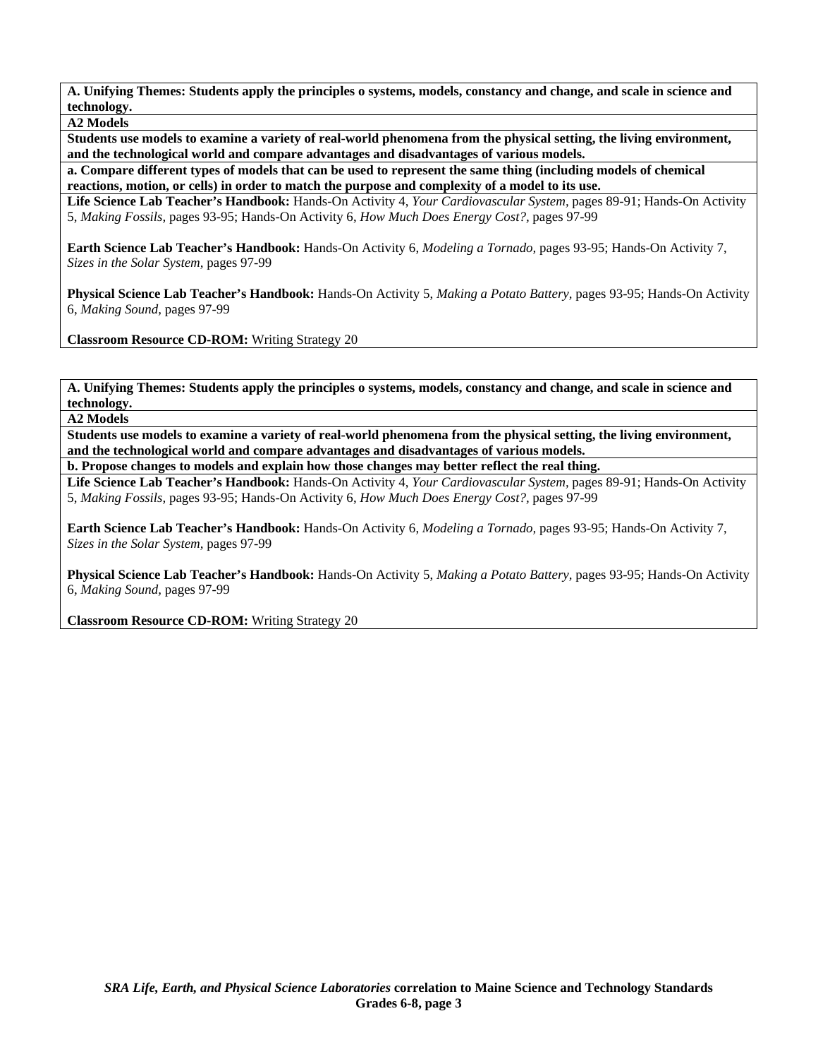**A. Unifying Themes: Students apply the principles o systems, models, constancy and change, and scale in science and technology.**

**A2 Models**

**Students use models to examine a variety of real-world phenomena from the physical setting, the living environment, and the technological world and compare advantages and disadvantages of various models.**

**a. Compare different types of models that can be used to represent the same thing (including models of chemical reactions, motion, or cells) in order to match the purpose and complexity of a model to its use.**

**Life Science Lab Teacher's Handbook:** Hands-On Activity 4, *Your Cardiovascular System,* pages 89-91; Hands-On Activity 5, *Making Fossils,* pages 93-95; Hands-On Activity 6, *How Much Does Energy Cost?,* pages 97-99

**Earth Science Lab Teacher's Handbook:** Hands-On Activity 6, *Modeling a Tornado,* pages 93-95; Hands-On Activity 7, *Sizes in the Solar System,* pages 97-99

**Physical Science Lab Teacher's Handbook:** Hands-On Activity 5, *Making a Potato Battery,* pages 93-95; Hands-On Activity 6, *Making Sound,* pages 97-99

**Classroom Resource CD-ROM:** Writing Strategy 20

---

**A. Unifying Themes: Students apply the principles o systems, models, constancy and change, and scale in science and technology.**

**A2 Models**

**Students use models to examine a variety of real-world phenomena from the physical setting, the living environment, and the technological world and compare advantages and disadvantages of various models.**

**b. Propose changes to models and explain how those changes may better reflect the real thing.**

**Life Science Lab Teacher's Handbook:** Hands-On Activity 4, *Your Cardiovascular System,* pages 89-91; Hands-On Activity 5, *Making Fossils,* pages 93-95; Hands-On Activity 6, *How Much Does Energy Cost?,* pages 97-99

**Earth Science Lab Teacher's Handbook:** Hands-On Activity 6, *Modeling a Tornado,* pages 93-95; Hands-On Activity 7, *Sizes in the Solar System,* pages 97-99

**Physical Science Lab Teacher's Handbook:** Hands-On Activity 5, *Making a Potato Battery,* pages 93-95; Hands-On Activity 6, *Making Sound,* pages 97-99

**Classroom Resource CD-ROM:** Writing Strategy 20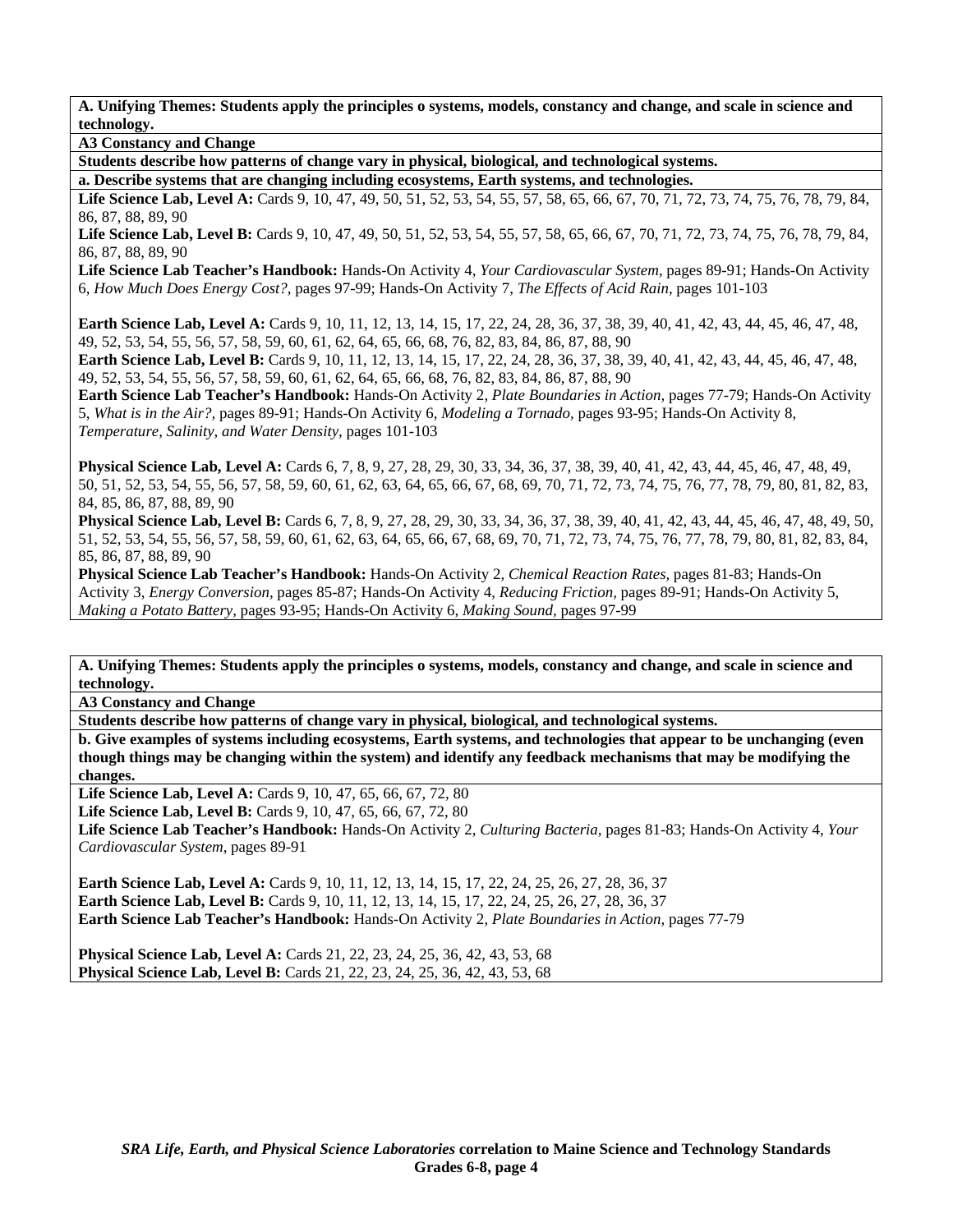**A. Unifying Themes: Students apply the principles o systems, models, constancy and change, and scale in science and technology.**

**A3 Constancy and Change**

**Students describe how patterns of change vary in physical, biological, and technological systems.**

**a. Describe systems that are changing including ecosystems, Earth systems, and technologies.**

**Life Science Lab, Level A:** Cards 9, 10, 47, 49, 50, 51, 52, 53, 54, 55, 57, 58, 65, 66, 67, 70, 71, 72, 73, 74, 75, 76, 78, 79, 84, 86, 87, 88, 89, 90

**Life Science Lab, Level B:** Cards 9, 10, 47, 49, 50, 51, 52, 53, 54, 55, 57, 58, 65, 66, 67, 70, 71, 72, 73, 74, 75, 76, 78, 79, 84, 86, 87, 88, 89, 90

**Life Science Lab Teacher's Handbook:** Hands-On Activity 4, *Your Cardiovascular System,* pages 89-91; Hands-On Activity 6, *How Much Does Energy Cost?,* pages 97-99; Hands-On Activity 7, *The Effects of Acid Rain,* pages 101-103

**Earth Science Lab, Level A:** Cards 9, 10, 11, 12, 13, 14, 15, 17, 22, 24, 28, 36, 37, 38, 39, 40, 41, 42, 43, 44, 45, 46, 47, 48, 49, 52, 53, 54, 55, 56, 57, 58, 59, 60, 61, 62, 64, 65, 66, 68, 76, 82, 83, 84, 86, 87, 88, 90

**Earth Science Lab, Level B:** Cards 9, 10, 11, 12, 13, 14, 15, 17, 22, 24, 28, 36, 37, 38, 39, 40, 41, 42, 43, 44, 45, 46, 47, 48, 49, 52, 53, 54, 55, 56, 57, 58, 59, 60, 61, 62, 64, 65, 66, 68, 76, 82, 83, 84, 86, 87, 88, 90

**Earth Science Lab Teacher's Handbook:** Hands-On Activity 2, *Plate Boundaries in Action,* pages 77-79; Hands-On Activity 5, *What is in the Air?,* pages 89-91; Hands-On Activity 6, *Modeling a Tornado,* pages 93-95; Hands-On Activity 8, *Temperature, Salinity, and Water Density,* pages 101-103

**Physical Science Lab, Level A:** Cards 6, 7, 8, 9, 27, 28, 29, 30, 33, 34, 36, 37, 38, 39, 40, 41, 42, 43, 44, 45, 46, 47, 48, 49, 50, 51, 52, 53, 54, 55, 56, 57, 58, 59, 60, 61, 62, 63, 64, 65, 66, 67, 68, 69, 70, 71, 72, 73, 74, 75, 76, 77, 78, 79, 80, 81, 82, 83, 84, 85, 86, 87, 88, 89, 90

**Physical Science Lab, Level B:** Cards 6, 7, 8, 9, 27, 28, 29, 30, 33, 34, 36, 37, 38, 39, 40, 41, 42, 43, 44, 45, 46, 47, 48, 49, 50, 51, 52, 53, 54, 55, 56, 57, 58, 59, 60, 61, 62, 63, 64, 65, 66, 67, 68, 69, 70, 71, 72, 73, 74, 75, 76, 77, 78, 79, 80, 81, 82, 83, 84, 85, 86, 87, 88, 89, 90

**Physical Science Lab Teacher's Handbook:** Hands-On Activity 2, *Chemical Reaction Rates,* pages 81-83; Hands-On Activity 3, *Energy Conversion,* pages 85-87; Hands-On Activity 4, *Reducing Friction,* pages 89-91; Hands-On Activity 5, *Making a Potato Battery,* pages 93-95; Hands-On Activity 6, *Making Sound,* pages 97-99

**A. Unifying Themes: Students apply the principles o systems, models, constancy and change, and scale in science and technology.**

**A3 Constancy and Change**

**Students describe how patterns of change vary in physical, biological, and technological systems.**

**b. Give examples of systems including ecosystems, Earth systems, and technologies that appear to be unchanging (even though things may be changing within the system) and identify any feedback mechanisms that may be modifying the changes.**

**Life Science Lab, Level A:** Cards 9, 10, 47, 65, 66, 67, 72, 80

**Life Science Lab, Level B:** Cards 9, 10, 47, 65, 66, 67, 72, 80

**Life Science Lab Teacher's Handbook:** Hands-On Activity 2, *Culturing Bacteria,* pages 81-83; Hands-On Activity 4, *Your Cardiovascular System,* pages 89-91

**Earth Science Lab, Level A:** Cards 9, 10, 11, 12, 13, 14, 15, 17, 22, 24, 25, 26, 27, 28, 36, 37

**Earth Science Lab, Level B:** Cards 9, 10, 11, 12, 13, 14, 15, 17, 22, 24, 25, 26, 27, 28, 36, 37

**Earth Science Lab Teacher's Handbook:** Hands-On Activity 2, *Plate Boundaries in Action,* pages 77-79

**Physical Science Lab, Level A:** Cards 21, 22, 23, 24, 25, 36, 42, 43, 53, 68

**Physical Science Lab, Level B:** Cards 21, 22, 23, 24, 25, 36, 42, 43, 53, 68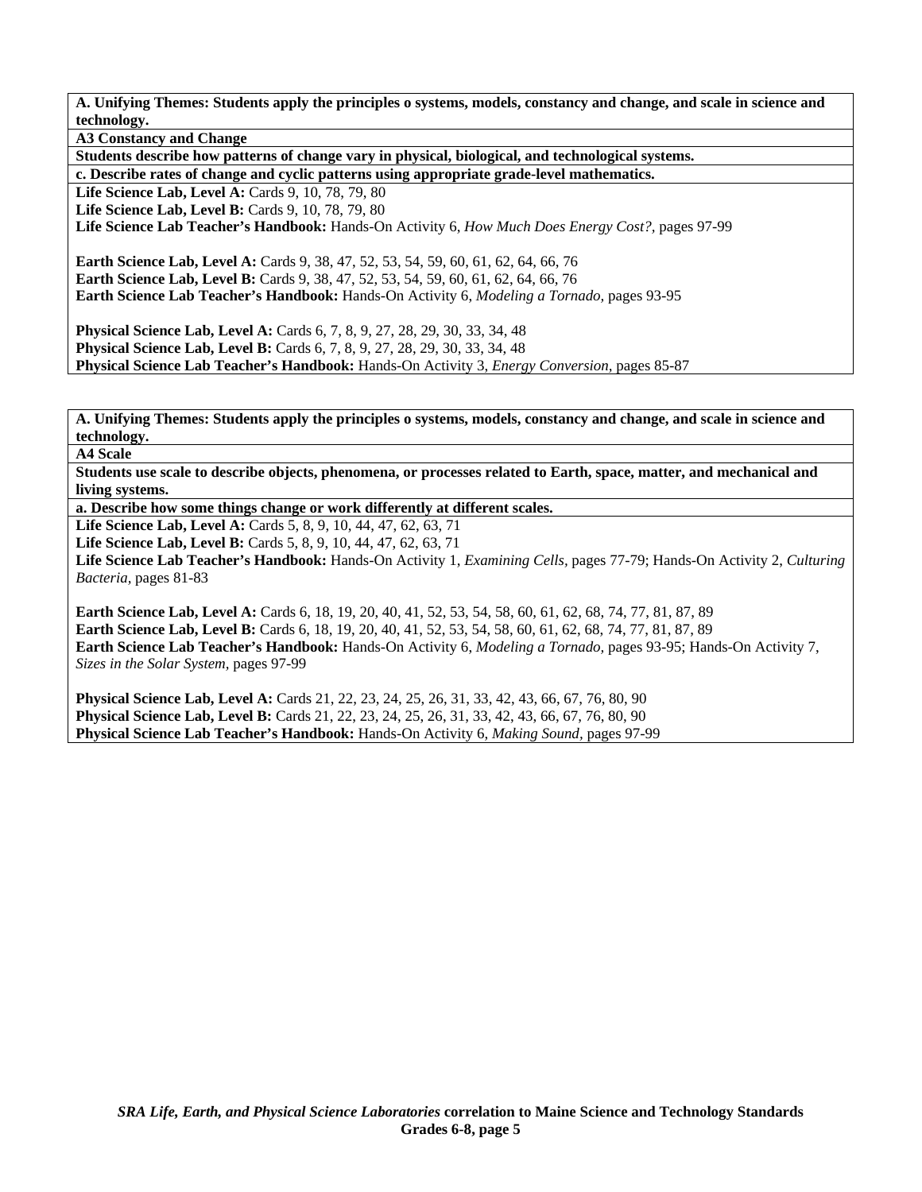**A. Unifying Themes: Students apply the principles o systems, models, constancy and change, and scale in science and technology.**

**A3 Constancy and Change**

**Students describe how patterns of change vary in physical, biological, and technological systems.**

**c. Describe rates of change and cyclic patterns using appropriate grade-level mathematics.**

**Life Science Lab, Level A:** Cards 9, 10, 78, 79, 80
**Life Science Lab, Level B:** Cards 9, 10, 78, 79, 80
**Life Science Lab Teacher's Handbook:** Hands-On Activity 6, *How Much Does Energy Cost?*, pages 97-99

**Earth Science Lab, Level A:** Cards 9, 38, 47, 52, 53, 54, 59, 60, 61, 62, 64, 66, 76
**Earth Science Lab, Level B:** Cards 9, 38, 47, 52, 53, 54, 59, 60, 61, 62, 64, 66, 76
**Earth Science Lab Teacher's Handbook:** Hands-On Activity 6, *Modeling a Tornado,* pages 93-95

**Physical Science Lab, Level A:** Cards 6, 7, 8, 9, 27, 28, 29, 30, 33, 34, 48
**Physical Science Lab, Level B:** Cards 6, 7, 8, 9, 27, 28, 29, 30, 33, 34, 48
**Physical Science Lab Teacher's Handbook:** Hands-On Activity 3, *Energy Conversion,* pages 85-87

**A. Unifying Themes: Students apply the principles o systems, models, constancy and change, and scale in science and technology.**

**A4 Scale**

**Students use scale to describe objects, phenomena, or processes related to Earth, space, matter, and mechanical and living systems.**

**a. Describe how some things change or work differently at different scales.**

**Life Science Lab, Level A:** Cards 5, 8, 9, 10, 44, 47, 62, 63, 71
**Life Science Lab, Level B:** Cards 5, 8, 9, 10, 44, 47, 62, 63, 71
**Life Science Lab Teacher's Handbook:** Hands-On Activity 1, *Examining Cells,* pages 77-79; Hands-On Activity 2, *Culturing Bacteria,* pages 81-83

**Earth Science Lab, Level A:** Cards 6, 18, 19, 20, 40, 41, 52, 53, 54, 58, 60, 61, 62, 68, 74, 77, 81, 87, 89
**Earth Science Lab, Level B:** Cards 6, 18, 19, 20, 40, 41, 52, 53, 54, 58, 60, 61, 62, 68, 74, 77, 81, 87, 89
**Earth Science Lab Teacher's Handbook:** Hands-On Activity 6, *Modeling a Tornado,* pages 93-95; Hands-On Activity 7, *Sizes in the Solar System,* pages 97-99

**Physical Science Lab, Level A:** Cards 21, 22, 23, 24, 25, 26, 31, 33, 42, 43, 66, 67, 76, 80, 90
**Physical Science Lab, Level B:** Cards 21, 22, 23, 24, 25, 26, 31, 33, 42, 43, 66, 67, 76, 80, 90
**Physical Science Lab Teacher's Handbook:** Hands-On Activity 6, *Making Sound,* pages 97-99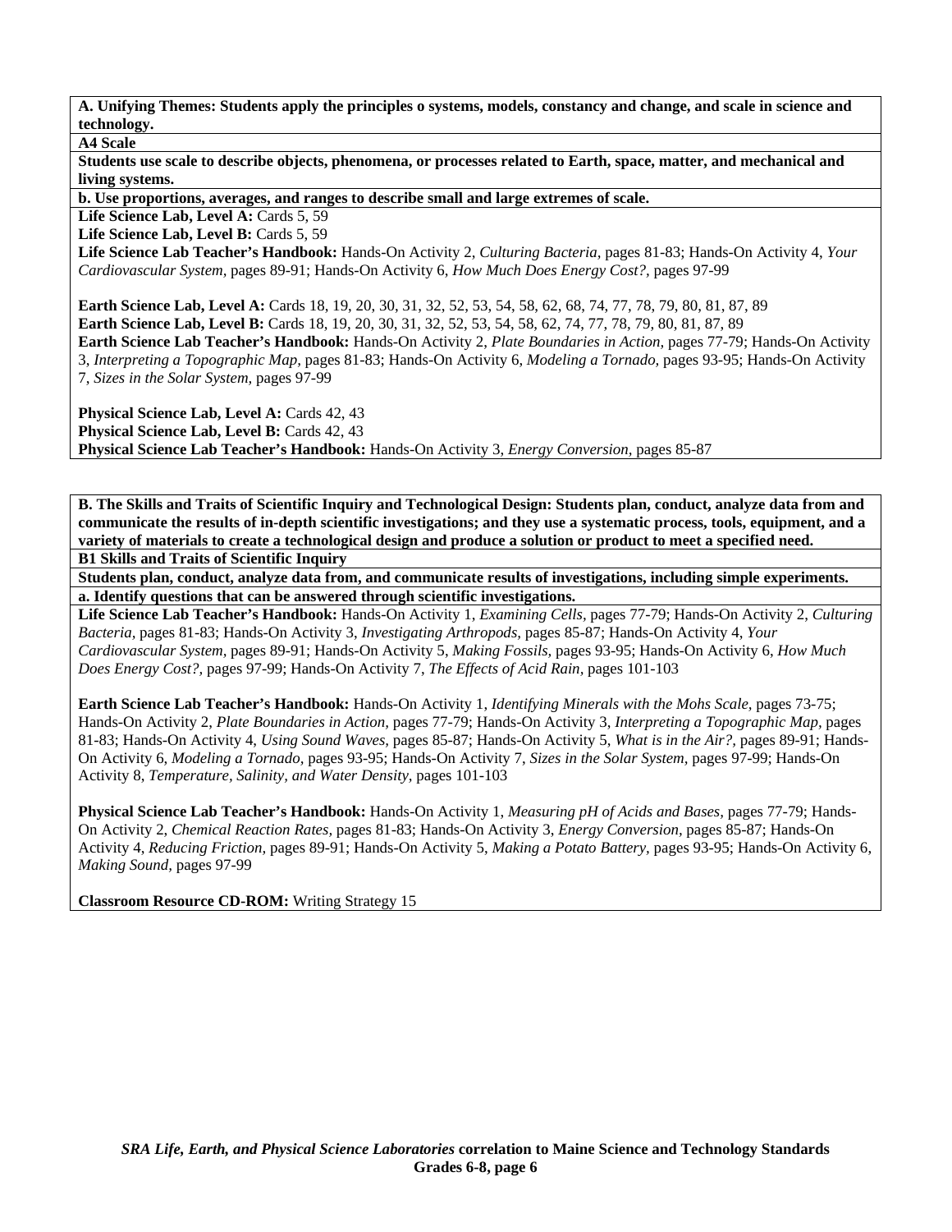**A. Unifying Themes: Students apply the principles o systems, models, constancy and change, and scale in science and technology.**

**A4 Scale**

**Students use scale to describe objects, phenomena, or processes related to Earth, space, matter, and mechanical and living systems.**

**b. Use proportions, averages, and ranges to describe small and large extremes of scale.**

**Life Science Lab, Level A:** Cards 5, 59
**Life Science Lab, Level B:** Cards 5, 59
**Life Science Lab Teacher's Handbook:** Hands-On Activity 2, *Culturing Bacteria,* pages 81-83; Hands-On Activity 4, *Your Cardiovascular System,* pages 89-91; Hands-On Activity 6, *How Much Does Energy Cost?,* pages 97-99

**Earth Science Lab, Level A:** Cards 18, 19, 20, 30, 31, 32, 52, 53, 54, 58, 62, 68, 74, 77, 78, 79, 80, 81, 87, 89
**Earth Science Lab, Level B:** Cards 18, 19, 20, 30, 31, 32, 52, 53, 54, 58, 62, 74, 77, 78, 79, 80, 81, 87, 89
**Earth Science Lab Teacher's Handbook:** Hands-On Activity 2, *Plate Boundaries in Action,* pages 77-79; Hands-On Activity 3, *Interpreting a Topographic Map,* pages 81-83; Hands-On Activity 6, *Modeling a Tornado,* pages 93-95; Hands-On Activity 7, *Sizes in the Solar System,* pages 97-99

**Physical Science Lab, Level A:** Cards 42, 43
**Physical Science Lab, Level B:** Cards 42, 43
**Physical Science Lab Teacher's Handbook:** Hands-On Activity 3, *Energy Conversion,* pages 85-87

**B. The Skills and Traits of Scientific Inquiry and Technological Design: Students plan, conduct, analyze data from and communicate the results of in-depth scientific investigations; and they use a systematic process, tools, equipment, and a variety of materials to create a technological design and produce a solution or product to meet a specified need.**

**B1 Skills and Traits of Scientific Inquiry**

**Students plan, conduct, analyze data from, and communicate results of investigations, including simple experiments.**

**a. Identify questions that can be answered through scientific investigations.**

**Life Science Lab Teacher's Handbook:** Hands-On Activity 1, *Examining Cells,* pages 77-79; Hands-On Activity 2, *Culturing Bacteria,* pages 81-83; Hands-On Activity 3, *Investigating Arthropods,* pages 85-87; Hands-On Activity 4, *Your Cardiovascular System,* pages 89-91; Hands-On Activity 5, *Making Fossils,* pages 93-95; Hands-On Activity 6, *How Much Does Energy Cost?,* pages 97-99; Hands-On Activity 7, *The Effects of Acid Rain,* pages 101-103

**Earth Science Lab Teacher's Handbook:** Hands-On Activity 1, *Identifying Minerals with the Mohs Scale,* pages 73-75; Hands-On Activity 2, *Plate Boundaries in Action,* pages 77-79; Hands-On Activity 3, *Interpreting a Topographic Map,* pages 81-83; Hands-On Activity 4, *Using Sound Waves,* pages 85-87; Hands-On Activity 5, *What is in the Air?,* pages 89-91; Hands-On Activity 6, *Modeling a Tornado,* pages 93-95; Hands-On Activity 7, *Sizes in the Solar System,* pages 97-99; Hands-On Activity 8, *Temperature, Salinity, and Water Density,* pages 101-103

**Physical Science Lab Teacher's Handbook:** Hands-On Activity 1, *Measuring pH of Acids and Bases,* pages 77-79; Hands-On Activity 2, *Chemical Reaction Rates,* pages 81-83; Hands-On Activity 3, *Energy Conversion,* pages 85-87; Hands-On Activity 4, *Reducing Friction,* pages 89-91; Hands-On Activity 5, *Making a Potato Battery,* pages 93-95; Hands-On Activity 6, *Making Sound,* pages 97-99

**Classroom Resource CD-ROM:** Writing Strategy 15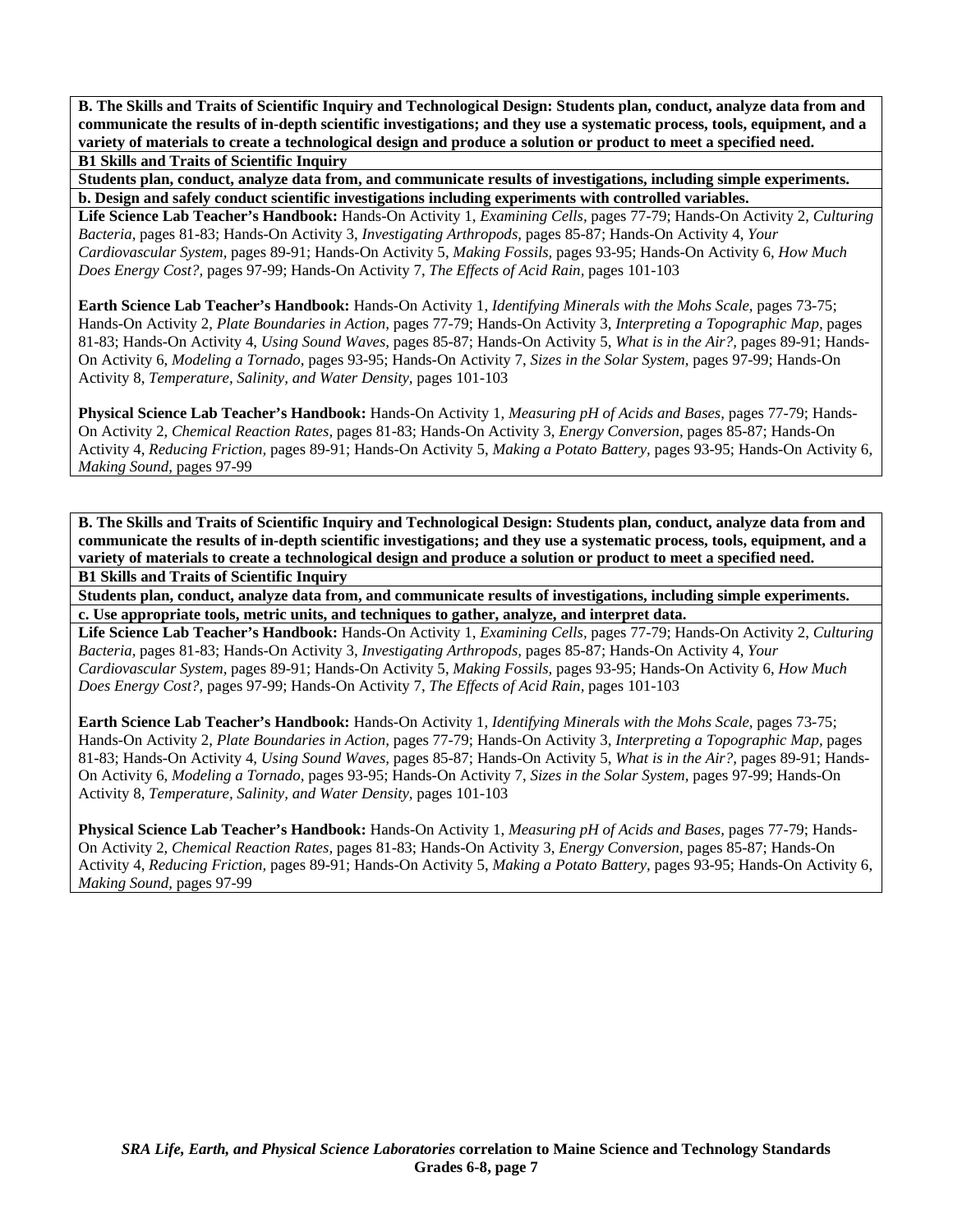**B. The Skills and Traits of Scientific Inquiry and Technological Design: Students plan, conduct, analyze data from and communicate the results of in-depth scientific investigations; and they use a systematic process, tools, equipment, and a variety of materials to create a technological design and produce a solution or product to meet a specified need.**

**B1 Skills and Traits of Scientific Inquiry**

**Students plan, conduct, analyze data from, and communicate results of investigations, including simple experiments.**

**b. Design and safely conduct scientific investigations including experiments with controlled variables.**

**Life Science Lab Teacher's Handbook:** Hands-On Activity 1, *Examining Cells,* pages 77-79; Hands-On Activity 2, *Culturing Bacteria,* pages 81-83; Hands-On Activity 3, *Investigating Arthropods,* pages 85-87; Hands-On Activity 4, *Your Cardiovascular System,* pages 89-91; Hands-On Activity 5, *Making Fossils,* pages 93-95; Hands-On Activity 6, *How Much Does Energy Cost?,* pages 97-99; Hands-On Activity 7, *The Effects of Acid Rain,* pages 101-103

**Earth Science Lab Teacher's Handbook:** Hands-On Activity 1, *Identifying Minerals with the Mohs Scale,* pages 73-75; Hands-On Activity 2, *Plate Boundaries in Action,* pages 77-79; Hands-On Activity 3, *Interpreting a Topographic Map,* pages 81-83; Hands-On Activity 4, *Using Sound Waves,* pages 85-87; Hands-On Activity 5, *What is in the Air?,* pages 89-91; Hands-On Activity 6, *Modeling a Tornado,* pages 93-95; Hands-On Activity 7, *Sizes in the Solar System,* pages 97-99; Hands-On Activity 8, *Temperature, Salinity, and Water Density,* pages 101-103

**Physical Science Lab Teacher's Handbook:** Hands-On Activity 1, *Measuring pH of Acids and Bases,* pages 77-79; Hands-On Activity 2, *Chemical Reaction Rates,* pages 81-83; Hands-On Activity 3, *Energy Conversion,* pages 85-87; Hands-On Activity 4, *Reducing Friction,* pages 89-91; Hands-On Activity 5, *Making a Potato Battery,* pages 93-95; Hands-On Activity 6, *Making Sound,* pages 97-99

**B. The Skills and Traits of Scientific Inquiry and Technological Design: Students plan, conduct, analyze data from and communicate the results of in-depth scientific investigations; and they use a systematic process, tools, equipment, and a variety of materials to create a technological design and produce a solution or product to meet a specified need.**

**B1 Skills and Traits of Scientific Inquiry**

**Students plan, conduct, analyze data from, and communicate results of investigations, including simple experiments.**

**c. Use appropriate tools, metric units, and techniques to gather, analyze, and interpret data.**

**Life Science Lab Teacher's Handbook:** Hands-On Activity 1, *Examining Cells,* pages 77-79; Hands-On Activity 2, *Culturing Bacteria,* pages 81-83; Hands-On Activity 3, *Investigating Arthropods,* pages 85-87; Hands-On Activity 4, *Your Cardiovascular System,* pages 89-91; Hands-On Activity 5, *Making Fossils,* pages 93-95; Hands-On Activity 6, *How Much Does Energy Cost?,* pages 97-99; Hands-On Activity 7, *The Effects of Acid Rain,* pages 101-103

**Earth Science Lab Teacher's Handbook:** Hands-On Activity 1, *Identifying Minerals with the Mohs Scale,* pages 73-75; Hands-On Activity 2, *Plate Boundaries in Action,* pages 77-79; Hands-On Activity 3, *Interpreting a Topographic Map,* pages 81-83; Hands-On Activity 4, *Using Sound Waves,* pages 85-87; Hands-On Activity 5, *What is in the Air?,* pages 89-91; Hands-On Activity 6, *Modeling a Tornado,* pages 93-95; Hands-On Activity 7, *Sizes in the Solar System,* pages 97-99; Hands-On Activity 8, *Temperature, Salinity, and Water Density,* pages 101-103

**Physical Science Lab Teacher's Handbook:** Hands-On Activity 1, *Measuring pH of Acids and Bases,* pages 77-79; Hands-On Activity 2, *Chemical Reaction Rates,* pages 81-83; Hands-On Activity 3, *Energy Conversion,* pages 85-87; Hands-On Activity 4, *Reducing Friction,* pages 89-91; Hands-On Activity 5, *Making a Potato Battery,* pages 93-95; Hands-On Activity 6, *Making Sound,* pages 97-99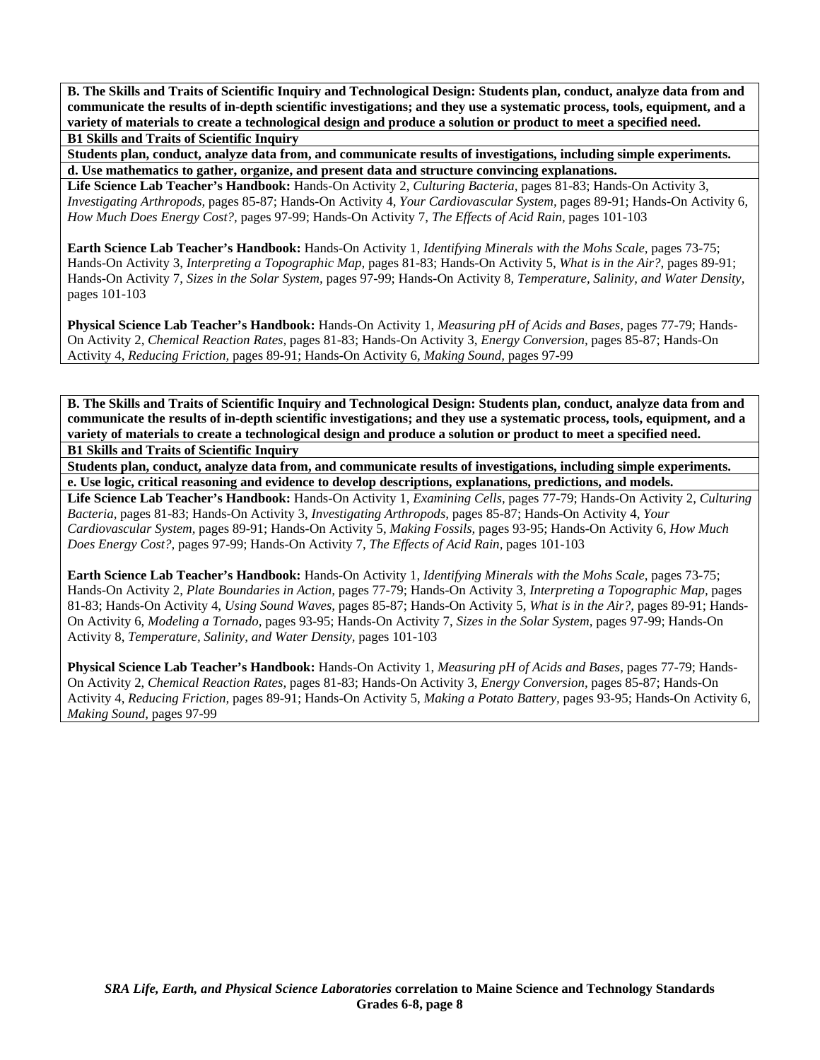**B. The Skills and Traits of Scientific Inquiry and Technological Design: Students plan, conduct, analyze data from and communicate the results of in-depth scientific investigations; and they use a systematic process, tools, equipment, and a variety of materials to create a technological design and produce a solution or product to meet a specified need.**

**B1 Skills and Traits of Scientific Inquiry**

**Students plan, conduct, analyze data from, and communicate results of investigations, including simple experiments.**

**d. Use mathematics to gather, organize, and present data and structure convincing explanations.**

**Life Science Lab Teacher's Handbook:** Hands-On Activity 2, *Culturing Bacteria,* pages 81-83; Hands-On Activity 3, *Investigating Arthropods,* pages 85-87; Hands-On Activity 4, *Your Cardiovascular System,* pages 89-91; Hands-On Activity 6, *How Much Does Energy Cost?,* pages 97-99; Hands-On Activity 7, *The Effects of Acid Rain,* pages 101-103

**Earth Science Lab Teacher's Handbook:** Hands-On Activity 1, *Identifying Minerals with the Mohs Scale,* pages 73-75; Hands-On Activity 3, *Interpreting a Topographic Map,* pages 81-83; Hands-On Activity 5, *What is in the Air?,* pages 89-91; Hands-On Activity 7, *Sizes in the Solar System,* pages 97-99; Hands-On Activity 8, *Temperature, Salinity, and Water Density,* pages 101-103

**Physical Science Lab Teacher's Handbook:** Hands-On Activity 1, *Measuring pH of Acids and Bases,* pages 77-79; Hands-On Activity 2, *Chemical Reaction Rates,* pages 81-83; Hands-On Activity 3, *Energy Conversion,* pages 85-87; Hands-On Activity 4, *Reducing Friction,* pages 89-91; Hands-On Activity 6, *Making Sound,* pages 97-99

**B. The Skills and Traits of Scientific Inquiry and Technological Design: Students plan, conduct, analyze data from and communicate the results of in-depth scientific investigations; and they use a systematic process, tools, equipment, and a variety of materials to create a technological design and produce a solution or product to meet a specified need.**

**B1 Skills and Traits of Scientific Inquiry**

**Students plan, conduct, analyze data from, and communicate results of investigations, including simple experiments.**

**e. Use logic, critical reasoning and evidence to develop descriptions, explanations, predictions, and models.**

**Life Science Lab Teacher's Handbook:** Hands-On Activity 1, *Examining Cells,* pages 77-79; Hands-On Activity 2, *Culturing Bacteria,* pages 81-83; Hands-On Activity 3, *Investigating Arthropods,* pages 85-87; Hands-On Activity 4, *Your Cardiovascular System,* pages 89-91; Hands-On Activity 5, *Making Fossils,* pages 93-95; Hands-On Activity 6, *How Much Does Energy Cost?,* pages 97-99; Hands-On Activity 7, *The Effects of Acid Rain,* pages 101-103

**Earth Science Lab Teacher's Handbook:** Hands-On Activity 1, *Identifying Minerals with the Mohs Scale,* pages 73-75; Hands-On Activity 2, *Plate Boundaries in Action,* pages 77-79; Hands-On Activity 3, *Interpreting a Topographic Map,* pages 81-83; Hands-On Activity 4, *Using Sound Waves,* pages 85-87; Hands-On Activity 5, *What is in the Air?,* pages 89-91; Hands-On Activity 6, *Modeling a Tornado,* pages 93-95; Hands-On Activity 7, *Sizes in the Solar System,* pages 97-99; Hands-On Activity 8, *Temperature, Salinity, and Water Density,* pages 101-103

**Physical Science Lab Teacher's Handbook:** Hands-On Activity 1, *Measuring pH of Acids and Bases,* pages 77-79; Hands-On Activity 2, *Chemical Reaction Rates,* pages 81-83; Hands-On Activity 3, *Energy Conversion,* pages 85-87; Hands-On Activity 4, *Reducing Friction,* pages 89-91; Hands-On Activity 5, *Making a Potato Battery,* pages 93-95; Hands-On Activity 6, *Making Sound,* pages 97-99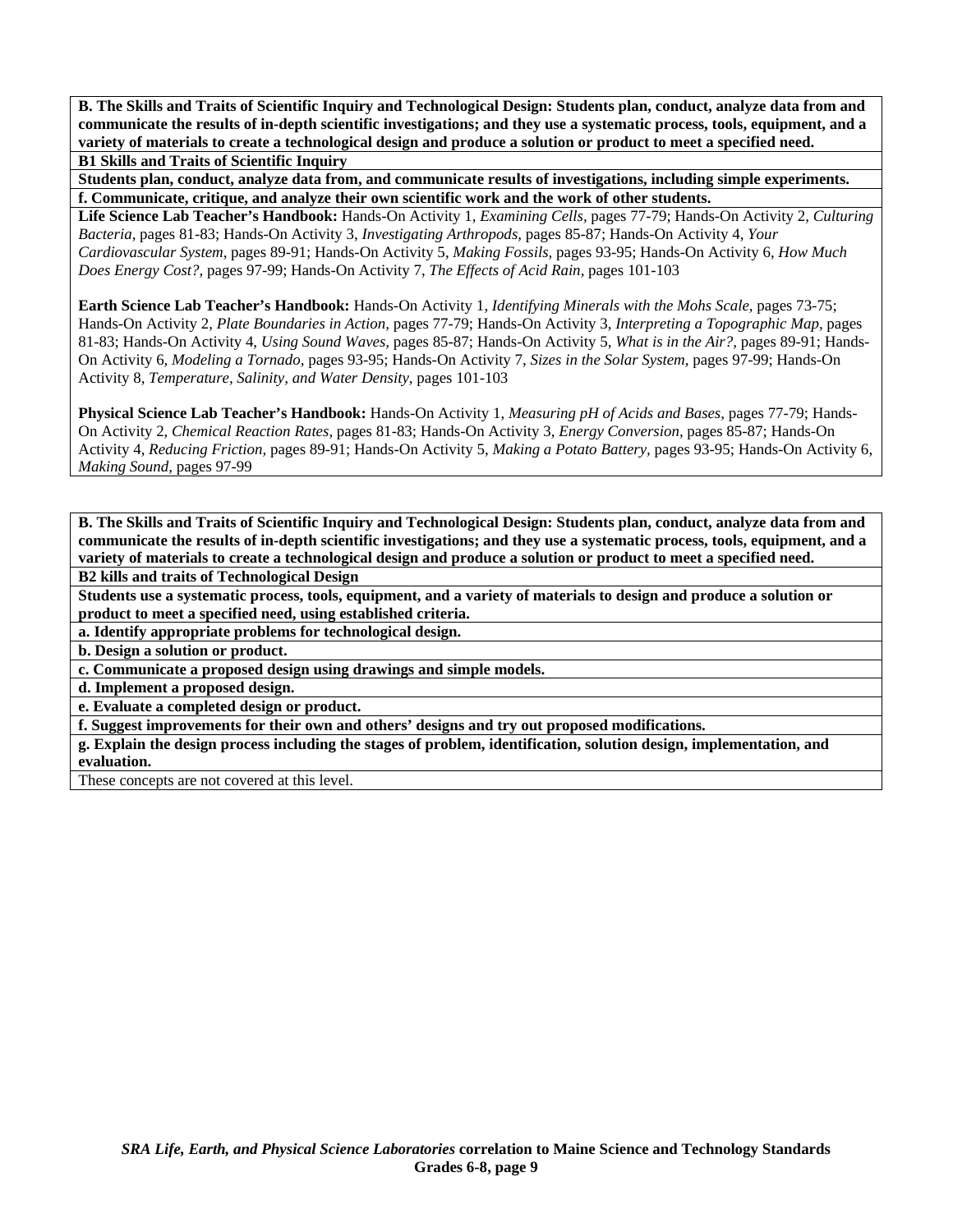**B. The Skills and Traits of Scientific Inquiry and Technological Design: Students plan, conduct, analyze data from and communicate the results of in-depth scientific investigations; and they use a systematic process, tools, equipment, and a variety of materials to create a technological design and produce a solution or product to meet a specified need.**

**B1 Skills and Traits of Scientific Inquiry**

**Students plan, conduct, analyze data from, and communicate results of investigations, including simple experiments.**

**f. Communicate, critique, and analyze their own scientific work and the work of other students.**

**Life Science Lab Teacher's Handbook:** Hands-On Activity 1, *Examining Cells,* pages 77-79; Hands-On Activity 2, *Culturing Bacteria,* pages 81-83; Hands-On Activity 3, *Investigating Arthropods,* pages 85-87; Hands-On Activity 4, *Your Cardiovascular System,* pages 89-91; Hands-On Activity 5, *Making Fossils,* pages 93-95; Hands-On Activity 6, *How Much Does Energy Cost?,* pages 97-99; Hands-On Activity 7, *The Effects of Acid Rain,* pages 101-103

**Earth Science Lab Teacher's Handbook:** Hands-On Activity 1, *Identifying Minerals with the Mohs Scale,* pages 73-75; Hands-On Activity 2, *Plate Boundaries in Action,* pages 77-79; Hands-On Activity 3, *Interpreting a Topographic Map,* pages 81-83; Hands-On Activity 4, *Using Sound Waves,* pages 85-87; Hands-On Activity 5, *What is in the Air?,* pages 89-91; Hands-On Activity 6, *Modeling a Tornado,* pages 93-95; Hands-On Activity 7, *Sizes in the Solar System,* pages 97-99; Hands-On Activity 8, *Temperature, Salinity, and Water Density,* pages 101-103

**Physical Science Lab Teacher's Handbook:** Hands-On Activity 1, *Measuring pH of Acids and Bases,* pages 77-79; Hands-On Activity 2, *Chemical Reaction Rates,* pages 81-83; Hands-On Activity 3, *Energy Conversion,* pages 85-87; Hands-On Activity 4, *Reducing Friction,* pages 89-91; Hands-On Activity 5, *Making a Potato Battery,* pages 93-95; Hands-On Activity 6, *Making Sound,* pages 97-99

**B. The Skills and Traits of Scientific Inquiry and Technological Design: Students plan, conduct, analyze data from and communicate the results of in-depth scientific investigations; and they use a systematic process, tools, equipment, and a variety of materials to create a technological design and produce a solution or product to meet a specified need.**

**B2 kills and traits of Technological Design**

**Students use a systematic process, tools, equipment, and a variety of materials to design and produce a solution or product to meet a specified need, using established criteria.**

**a. Identify appropriate problems for technological design.**

**b. Design a solution or product.**

**c. Communicate a proposed design using drawings and simple models.**

**d. Implement a proposed design.**

**e. Evaluate a completed design or product.**

**f. Suggest improvements for their own and others' designs and try out proposed modifications.**

**g. Explain the design process including the stages of problem, identification, solution design, implementation, and evaluation.**

These concepts are not covered at this level.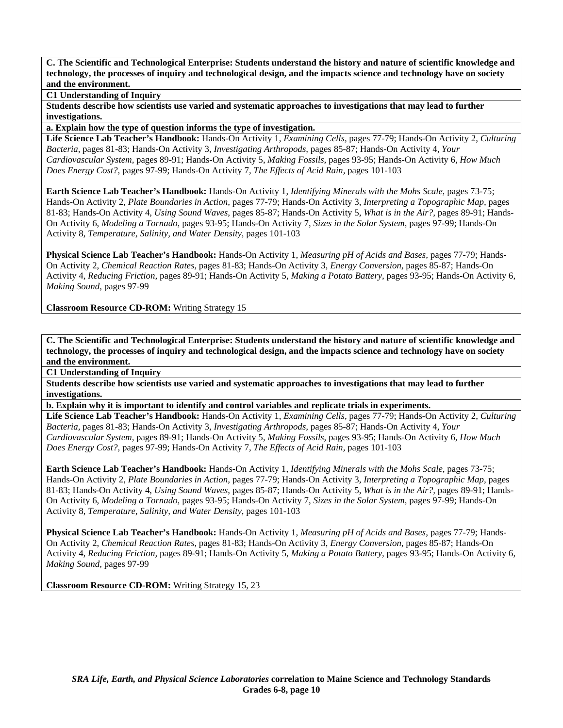**C. The Scientific and Technological Enterprise: Students understand the history and nature of scientific knowledge and technology, the processes of inquiry and technological design, and the impacts science and technology have on society and the environment.**

**C1 Understanding of Inquiry**

**Students describe how scientists use varied and systematic approaches to investigations that may lead to further investigations.**

**a. Explain how the type of question informs the type of investigation.**

**Life Science Lab Teacher's Handbook:** Hands-On Activity 1, *Examining Cells,* pages 77-79; Hands-On Activity 2, *Culturing Bacteria,* pages 81-83; Hands-On Activity 3, *Investigating Arthropods,* pages 85-87; Hands-On Activity 4, *Your Cardiovascular System,* pages 89-91; Hands-On Activity 5, *Making Fossils,* pages 93-95; Hands-On Activity 6, *How Much Does Energy Cost?,* pages 97-99; Hands-On Activity 7, *The Effects of Acid Rain,* pages 101-103

**Earth Science Lab Teacher's Handbook:** Hands-On Activity 1, *Identifying Minerals with the Mohs Scale,* pages 73-75; Hands-On Activity 2, *Plate Boundaries in Action,* pages 77-79; Hands-On Activity 3, *Interpreting a Topographic Map,* pages 81-83; Hands-On Activity 4, *Using Sound Waves,* pages 85-87; Hands-On Activity 5, *What is in the Air?,* pages 89-91; Hands-On Activity 6, *Modeling a Tornado,* pages 93-95; Hands-On Activity 7, *Sizes in the Solar System,* pages 97-99; Hands-On Activity 8, *Temperature, Salinity, and Water Density,* pages 101-103

**Physical Science Lab Teacher's Handbook:** Hands-On Activity 1, *Measuring pH of Acids and Bases,* pages 77-79; Hands-On Activity 2, *Chemical Reaction Rates,* pages 81-83; Hands-On Activity 3, *Energy Conversion,* pages 85-87; Hands-On Activity 4, *Reducing Friction,* pages 89-91; Hands-On Activity 5, *Making a Potato Battery,* pages 93-95; Hands-On Activity 6, *Making Sound,* pages 97-99

**Classroom Resource CD-ROM:** Writing Strategy 15

---

**C. The Scientific and Technological Enterprise: Students understand the history and nature of scientific knowledge and technology, the processes of inquiry and technological design, and the impacts science and technology have on society and the environment.**

**C1 Understanding of Inquiry**

**Students describe how scientists use varied and systematic approaches to investigations that may lead to further investigations.**

**b. Explain why it is important to identify and control variables and replicate trials in experiments.**

**Life Science Lab Teacher's Handbook:** Hands-On Activity 1, *Examining Cells,* pages 77-79; Hands-On Activity 2, *Culturing Bacteria,* pages 81-83; Hands-On Activity 3, *Investigating Arthropods,* pages 85-87; Hands-On Activity 4, *Your Cardiovascular System,* pages 89-91; Hands-On Activity 5, *Making Fossils,* pages 93-95; Hands-On Activity 6, *How Much Does Energy Cost?,* pages 97-99; Hands-On Activity 7, *The Effects of Acid Rain,* pages 101-103

**Earth Science Lab Teacher's Handbook:** Hands-On Activity 1, *Identifying Minerals with the Mohs Scale,* pages 73-75; Hands-On Activity 2, *Plate Boundaries in Action,* pages 77-79; Hands-On Activity 3, *Interpreting a Topographic Map,* pages 81-83; Hands-On Activity 4, *Using Sound Waves,* pages 85-87; Hands-On Activity 5, *What is in the Air?,* pages 89-91; Hands-On Activity 6, *Modeling a Tornado,* pages 93-95; Hands-On Activity 7, *Sizes in the Solar System,* pages 97-99; Hands-On Activity 8, *Temperature, Salinity, and Water Density,* pages 101-103

**Physical Science Lab Teacher's Handbook:** Hands-On Activity 1, *Measuring pH of Acids and Bases,* pages 77-79; Hands-On Activity 2, *Chemical Reaction Rates,* pages 81-83; Hands-On Activity 3, *Energy Conversion,* pages 85-87; Hands-On Activity 4, *Reducing Friction,* pages 89-91; Hands-On Activity 5, *Making a Potato Battery,* pages 93-95; Hands-On Activity 6, *Making Sound,* pages 97-99

**Classroom Resource CD-ROM:** Writing Strategy 15, 23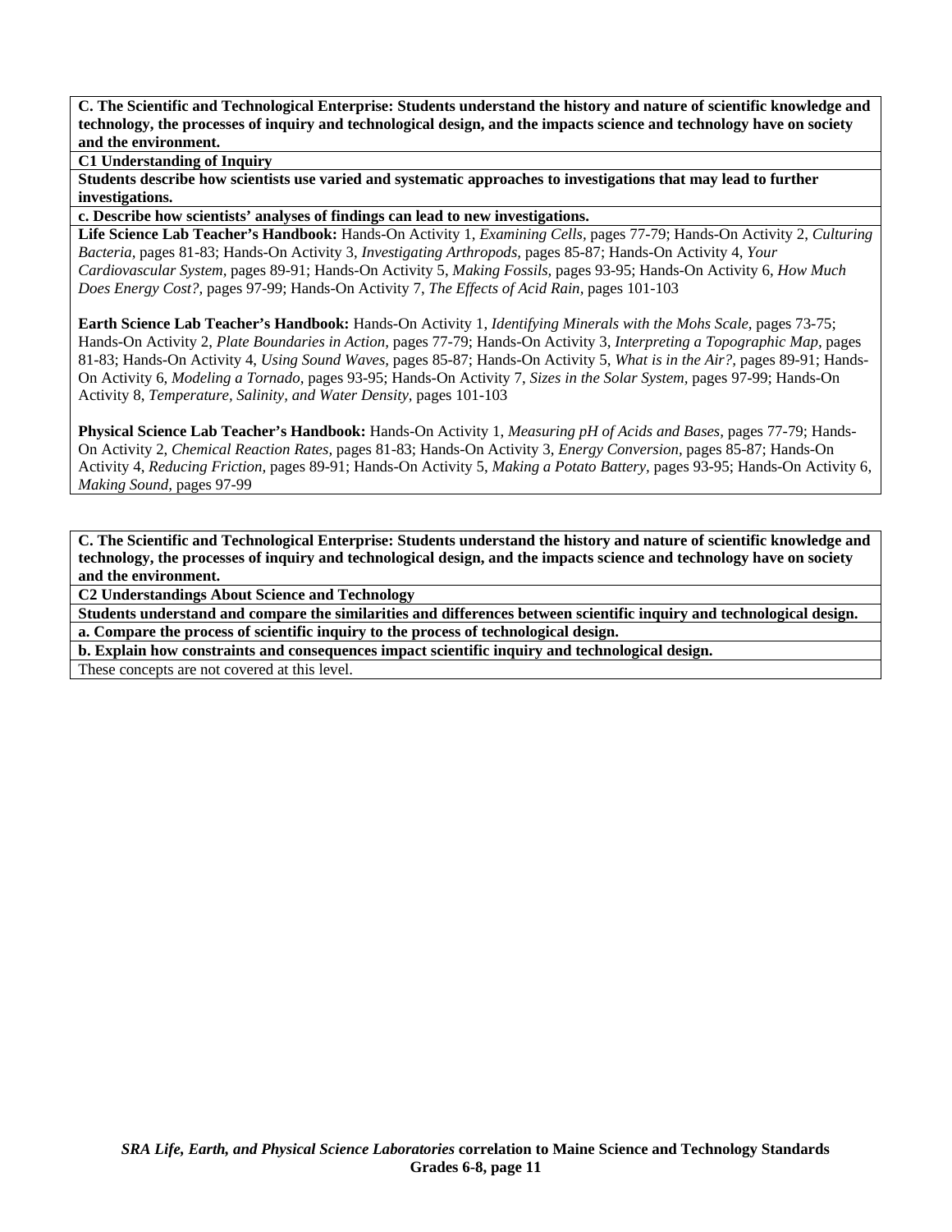**C. The Scientific and Technological Enterprise: Students understand the history and nature of scientific knowledge and technology, the processes of inquiry and technological design, and the impacts science and technology have on society and the environment.**

**C1 Understanding of Inquiry**

**Students describe how scientists use varied and systematic approaches to investigations that may lead to further investigations.**

**c. Describe how scientists' analyses of findings can lead to new investigations.**

**Life Science Lab Teacher's Handbook:** Hands-On Activity 1, *Examining Cells,* pages 77-79; Hands-On Activity 2, *Culturing Bacteria,* pages 81-83; Hands-On Activity 3, *Investigating Arthropods,* pages 85-87; Hands-On Activity 4, *Your Cardiovascular System,* pages 89-91; Hands-On Activity 5, *Making Fossils,* pages 93-95; Hands-On Activity 6, *How Much Does Energy Cost?,* pages 97-99; Hands-On Activity 7, *The Effects of Acid Rain,* pages 101-103

**Earth Science Lab Teacher's Handbook:** Hands-On Activity 1, *Identifying Minerals with the Mohs Scale,* pages 73-75; Hands-On Activity 2, *Plate Boundaries in Action,* pages 77-79; Hands-On Activity 3, *Interpreting a Topographic Map,* pages 81-83; Hands-On Activity 4, *Using Sound Waves,* pages 85-87; Hands-On Activity 5, *What is in the Air?,* pages 89-91; Hands-On Activity 6, *Modeling a Tornado,* pages 93-95; Hands-On Activity 7, *Sizes in the Solar System,* pages 97-99; Hands-On Activity 8, *Temperature, Salinity, and Water Density,* pages 101-103

**Physical Science Lab Teacher's Handbook:** Hands-On Activity 1, *Measuring pH of Acids and Bases,* pages 77-79; Hands-On Activity 2, *Chemical Reaction Rates,* pages 81-83; Hands-On Activity 3, *Energy Conversion,* pages 85-87; Hands-On Activity 4, *Reducing Friction,* pages 89-91; Hands-On Activity 5, *Making a Potato Battery,* pages 93-95; Hands-On Activity 6, *Making Sound,* pages 97-99

**C. The Scientific and Technological Enterprise: Students understand the history and nature of scientific knowledge and technology, the processes of inquiry and technological design, and the impacts science and technology have on society and the environment.**

**C2 Understandings About Science and Technology**

**Students understand and compare the similarities and differences between scientific inquiry and technological design.**

**a. Compare the process of scientific inquiry to the process of technological design.**

**b. Explain how constraints and consequences impact scientific inquiry and technological design.**

These concepts are not covered at this level.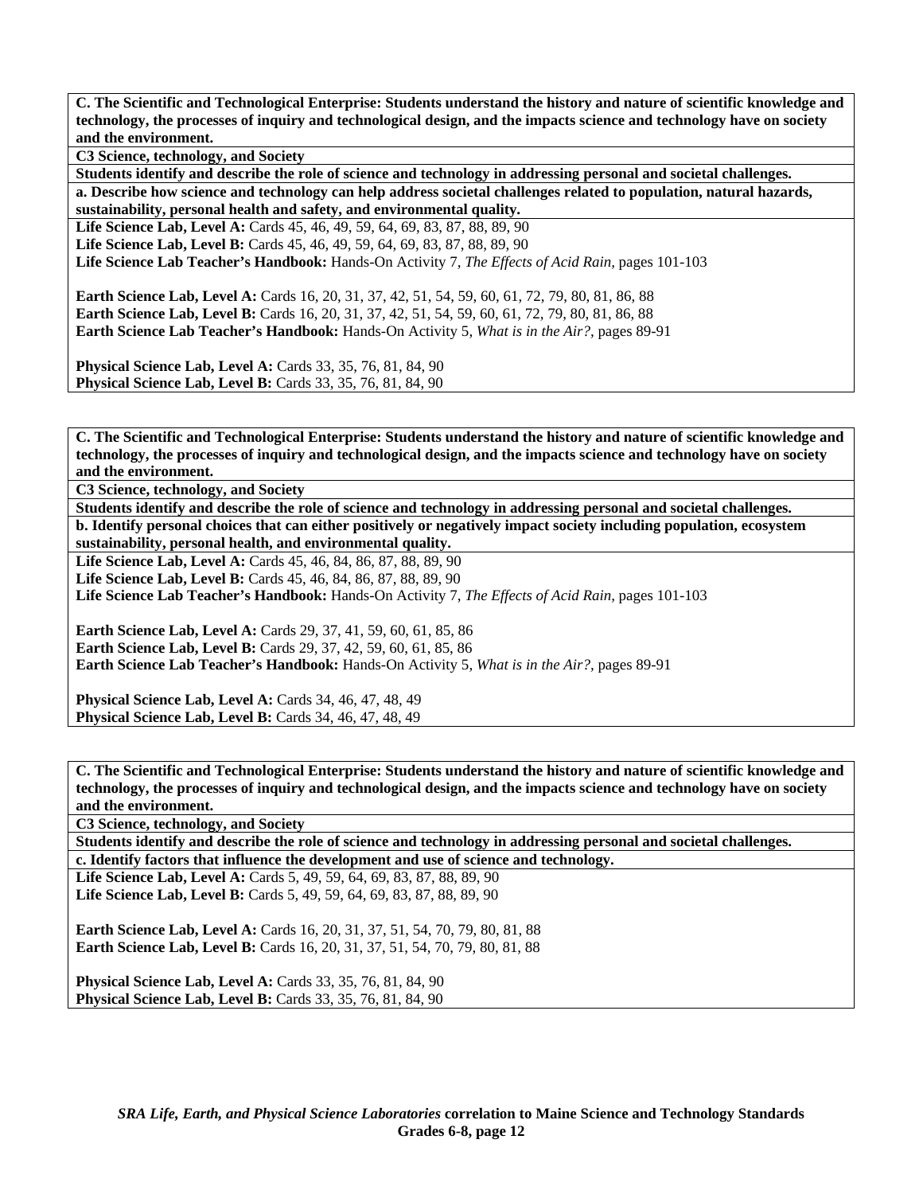**C. The Scientific and Technological Enterprise: Students understand the history and nature of scientific knowledge and technology, the processes of inquiry and technological design, and the impacts science and technology have on society and the environment.**

**C3 Science, technology, and Society**

**Students identify and describe the role of science and technology in addressing personal and societal challenges.**

**a. Describe how science and technology can help address societal challenges related to population, natural hazards, sustainability, personal health and safety, and environmental quality.**

**Life Science Lab, Level A:** Cards 45, 46, 49, 59, 64, 69, 83, 87, 88, 89, 90
**Life Science Lab, Level B:** Cards 45, 46, 49, 59, 64, 69, 83, 87, 88, 89, 90
**Life Science Lab Teacher's Handbook:** Hands-On Activity 7, *The Effects of Acid Rain,* pages 101-103

**Earth Science Lab, Level A:** Cards 16, 20, 31, 37, 42, 51, 54, 59, 60, 61, 72, 79, 80, 81, 86, 88
**Earth Science Lab, Level B:** Cards 16, 20, 31, 37, 42, 51, 54, 59, 60, 61, 72, 79, 80, 81, 86, 88
**Earth Science Lab Teacher's Handbook:** Hands-On Activity 5, *What is in the Air?,* pages 89-91

**Physical Science Lab, Level A:** Cards 33, 35, 76, 81, 84, 90
**Physical Science Lab, Level B:** Cards 33, 35, 76, 81, 84, 90

**C. The Scientific and Technological Enterprise: Students understand the history and nature of scientific knowledge and technology, the processes of inquiry and technological design, and the impacts science and technology have on society and the environment.**

**C3 Science, technology, and Society**

**Students identify and describe the role of science and technology in addressing personal and societal challenges.**

**b. Identify personal choices that can either positively or negatively impact society including population, ecosystem sustainability, personal health, and environmental quality.**

**Life Science Lab, Level A:** Cards 45, 46, 84, 86, 87, 88, 89, 90
**Life Science Lab, Level B:** Cards 45, 46, 84, 86, 87, 88, 89, 90
**Life Science Lab Teacher's Handbook:** Hands-On Activity 7, *The Effects of Acid Rain,* pages 101-103

**Earth Science Lab, Level A:** Cards 29, 37, 41, 59, 60, 61, 85, 86
**Earth Science Lab, Level B:** Cards 29, 37, 42, 59, 60, 61, 85, 86
**Earth Science Lab Teacher's Handbook:** Hands-On Activity 5, *What is in the Air?,* pages 89-91

**Physical Science Lab, Level A:** Cards 34, 46, 47, 48, 49
**Physical Science Lab, Level B:** Cards 34, 46, 47, 48, 49

**C. The Scientific and Technological Enterprise: Students understand the history and nature of scientific knowledge and technology, the processes of inquiry and technological design, and the impacts science and technology have on society and the environment.**

**C3 Science, technology, and Society**

**Students identify and describe the role of science and technology in addressing personal and societal challenges.**

**c. Identify factors that influence the development and use of science and technology.**

**Life Science Lab, Level A:** Cards 5, 49, 59, 64, 69, 83, 87, 88, 89, 90
**Life Science Lab, Level B:** Cards 5, 49, 59, 64, 69, 83, 87, 88, 89, 90

**Earth Science Lab, Level A:** Cards 16, 20, 31, 37, 51, 54, 70, 79, 80, 81, 88
**Earth Science Lab, Level B:** Cards 16, 20, 31, 37, 51, 54, 70, 79, 80, 81, 88

**Physical Science Lab, Level A:** Cards 33, 35, 76, 81, 84, 90
**Physical Science Lab, Level B:** Cards 33, 35, 76, 81, 84, 90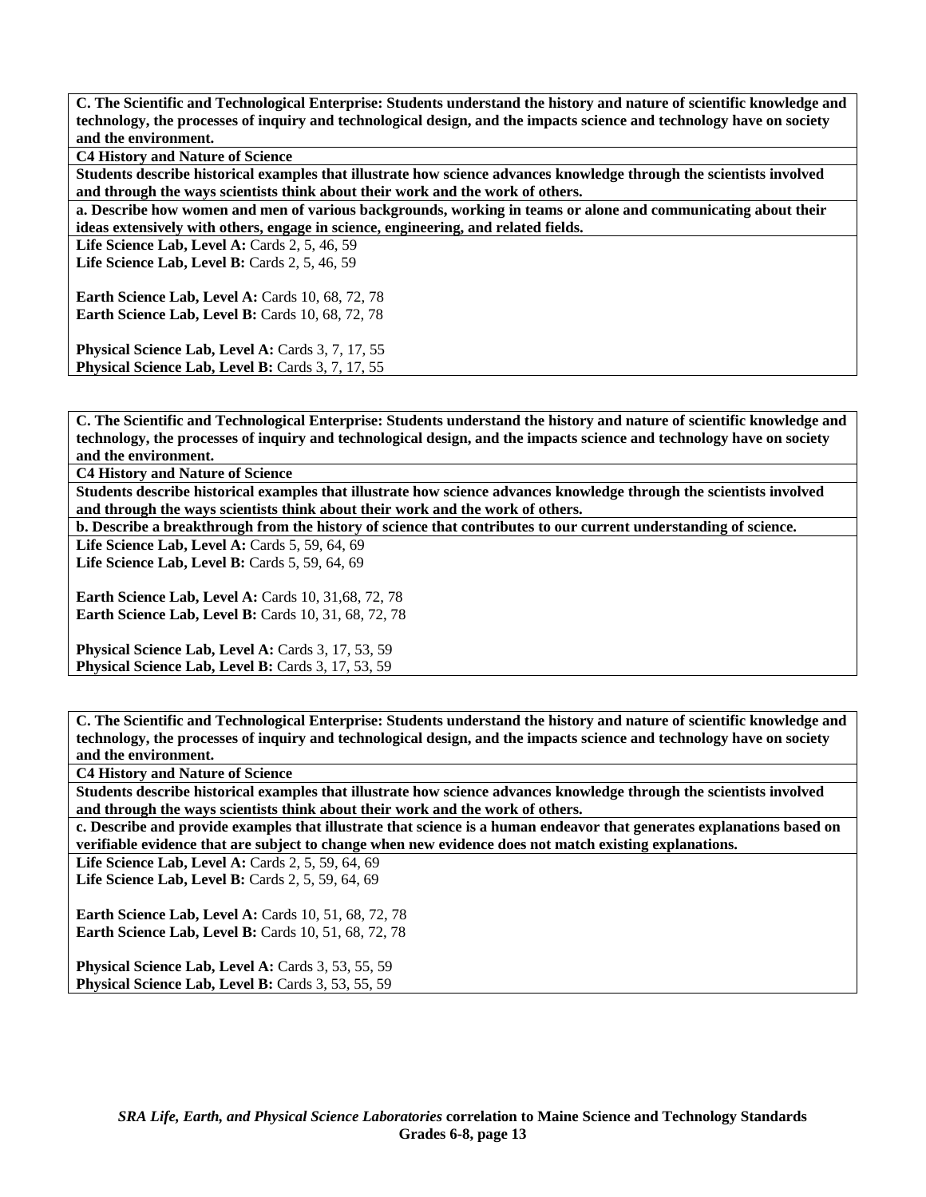**C. The Scientific and Technological Enterprise: Students understand the history and nature of scientific knowledge and technology, the processes of inquiry and technological design, and the impacts science and technology have on society and the environment.**

**C4 History and Nature of Science**

**Students describe historical examples that illustrate how science advances knowledge through the scientists involved and through the ways scientists think about their work and the work of others.**

**a. Describe how women and men of various backgrounds, working in teams or alone and communicating about their ideas extensively with others, engage in science, engineering, and related fields.**

**Life Science Lab, Level A:** Cards 2, 5, 46, 59
**Life Science Lab, Level B:** Cards 2, 5, 46, 59

**Earth Science Lab, Level A:** Cards 10, 68, 72, 78
**Earth Science Lab, Level B:** Cards 10, 68, 72, 78

**Physical Science Lab, Level A:** Cards 3, 7, 17, 55
**Physical Science Lab, Level B:** Cards 3, 7, 17, 55

---

**C. The Scientific and Technological Enterprise: Students understand the history and nature of scientific knowledge and technology, the processes of inquiry and technological design, and the impacts science and technology have on society and the environment.**

**C4 History and Nature of Science**

**Students describe historical examples that illustrate how science advances knowledge through the scientists involved and through the ways scientists think about their work and the work of others.**

**b. Describe a breakthrough from the history of science that contributes to our current understanding of science.**

**Life Science Lab, Level A:** Cards 5, 59, 64, 69
**Life Science Lab, Level B:** Cards 5, 59, 64, 69

**Earth Science Lab, Level A:** Cards 10, 31,68, 72, 78
**Earth Science Lab, Level B:** Cards 10, 31, 68, 72, 78

**Physical Science Lab, Level A:** Cards 3, 17, 53, 59
**Physical Science Lab, Level B:** Cards 3, 17, 53, 59

---

**C. The Scientific and Technological Enterprise: Students understand the history and nature of scientific knowledge and technology, the processes of inquiry and technological design, and the impacts science and technology have on society and the environment.**

**C4 History and Nature of Science**

**Students describe historical examples that illustrate how science advances knowledge through the scientists involved and through the ways scientists think about their work and the work of others.**

**c. Describe and provide examples that illustrate that science is a human endeavor that generates explanations based on verifiable evidence that are subject to change when new evidence does not match existing explanations.**

**Life Science Lab, Level A:** Cards 2, 5, 59, 64, 69
**Life Science Lab, Level B:** Cards 2, 5, 59, 64, 69

**Earth Science Lab, Level A:** Cards 10, 51, 68, 72, 78
**Earth Science Lab, Level B:** Cards 10, 51, 68, 72, 78

**Physical Science Lab, Level A:** Cards 3, 53, 55, 59
**Physical Science Lab, Level B:** Cards 3, 53, 55, 59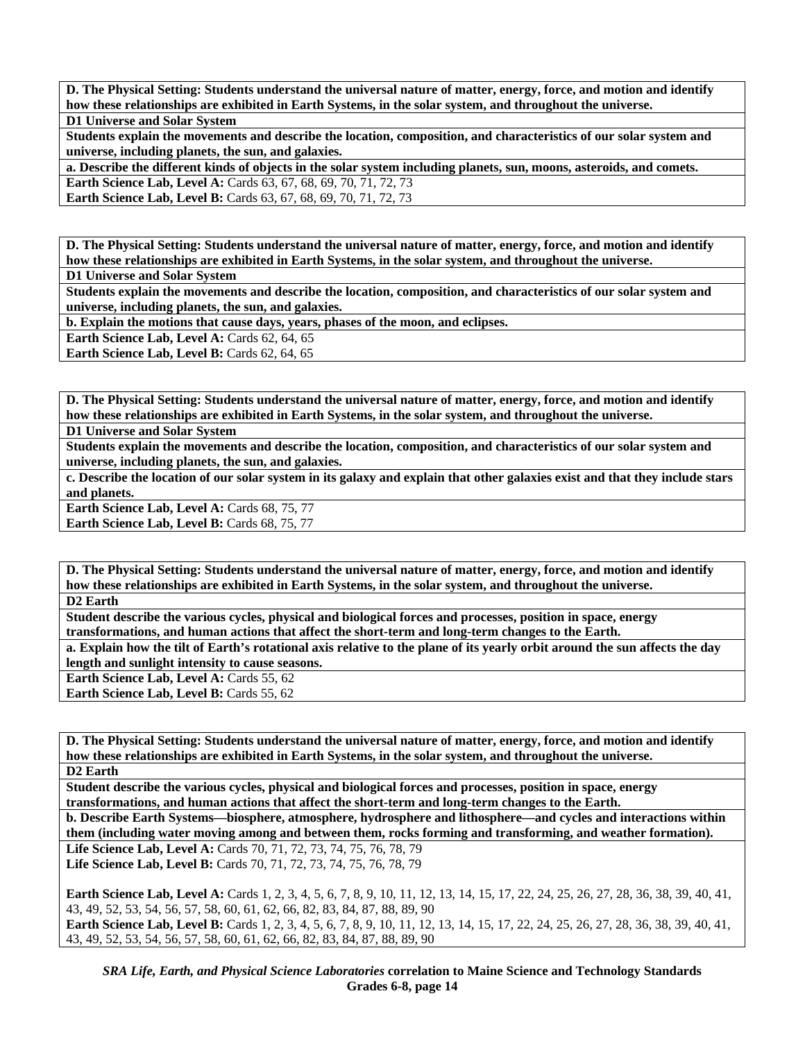**D. The Physical Setting: Students understand the universal nature of matter, energy, force, and motion and identify how these relationships are exhibited in Earth Systems, in the solar system, and throughout the universe.**

**D1 Universe and Solar System**

**Students explain the movements and describe the location, composition, and characteristics of our solar system and universe, including planets, the sun, and galaxies.**

**a. Describe the different kinds of objects in the solar system including planets, sun, moons, asteroids, and comets.**

**Earth Science Lab, Level A:** Cards 63, 67, 68, 69, 70, 71, 72, 73
**Earth Science Lab, Level B:** Cards 63, 67, 68, 69, 70, 71, 72, 73

**D. The Physical Setting: Students understand the universal nature of matter, energy, force, and motion and identify how these relationships are exhibited in Earth Systems, in the solar system, and throughout the universe.**

**D1 Universe and Solar System**

**Students explain the movements and describe the location, composition, and characteristics of our solar system and universe, including planets, the sun, and galaxies.**

**b. Explain the motions that cause days, years, phases of the moon, and eclipses.**

**Earth Science Lab, Level A:** Cards 62, 64, 65
**Earth Science Lab, Level B:** Cards 62, 64, 65

**D. The Physical Setting: Students understand the universal nature of matter, energy, force, and motion and identify how these relationships are exhibited in Earth Systems, in the solar system, and throughout the universe.**

**D1 Universe and Solar System**

**Students explain the movements and describe the location, composition, and characteristics of our solar system and universe, including planets, the sun, and galaxies.**

**c. Describe the location of our solar system in its galaxy and explain that other galaxies exist and that they include stars and planets.**

**Earth Science Lab, Level A:** Cards 68, 75, 77
**Earth Science Lab, Level B:** Cards 68, 75, 77

**D. The Physical Setting: Students understand the universal nature of matter, energy, force, and motion and identify how these relationships are exhibited in Earth Systems, in the solar system, and throughout the universe.**

**D2 Earth**

**Student describe the various cycles, physical and biological forces and processes, position in space, energy transformations, and human actions that affect the short-term and long-term changes to the Earth.**

**a. Explain how the tilt of Earth's rotational axis relative to the plane of its yearly orbit around the sun affects the day length and sunlight intensity to cause seasons.**

**Earth Science Lab, Level A:** Cards 55, 62
**Earth Science Lab, Level B:** Cards 55, 62

**D. The Physical Setting: Students understand the universal nature of matter, energy, force, and motion and identify how these relationships are exhibited in Earth Systems, in the solar system, and throughout the universe.**

**D2 Earth**

**Student describe the various cycles, physical and biological forces and processes, position in space, energy transformations, and human actions that affect the short-term and long-term changes to the Earth.**

**b. Describe Earth Systems—biosphere, atmosphere, hydrosphere and lithosphere—and cycles and interactions within them (including water moving among and between them, rocks forming and transforming, and weather formation).**

**Life Science Lab, Level A:** Cards 70, 71, 72, 73, 74, 75, 76, 78, 79
**Life Science Lab, Level B:** Cards 70, 71, 72, 73, 74, 75, 76, 78, 79

**Earth Science Lab, Level A:** Cards 1, 2, 3, 4, 5, 6, 7, 8, 9, 10, 11, 12, 13, 14, 15, 17, 22, 24, 25, 26, 27, 28, 36, 38, 39, 40, 41, 43, 49, 52, 53, 54, 56, 57, 58, 60, 61, 62, 66, 82, 83, 84, 87, 88, 89, 90
**Earth Science Lab, Level B:** Cards 1, 2, 3, 4, 5, 6, 7, 8, 9, 10, 11, 12, 13, 14, 15, 17, 22, 24, 25, 26, 27, 28, 36, 38, 39, 40, 41, 43, 49, 52, 53, 54, 56, 57, 58, 60, 61, 62, 66, 82, 83, 84, 87, 88, 89, 90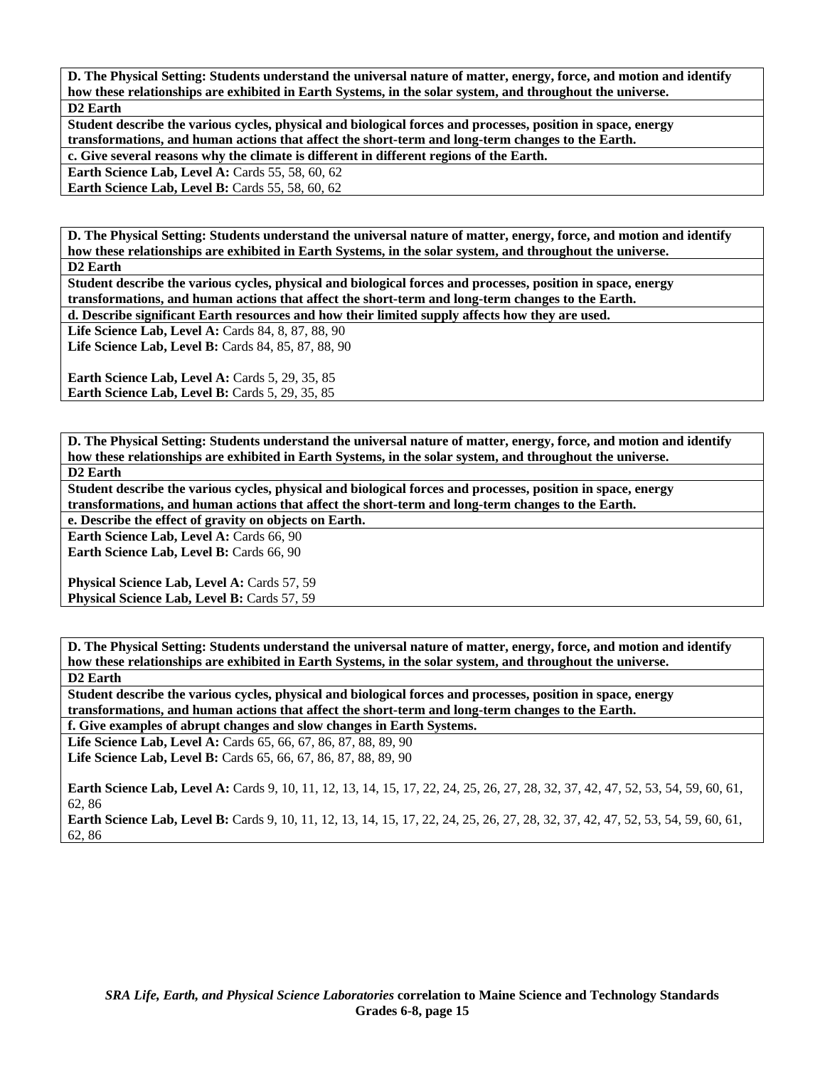**D. The Physical Setting: Students understand the universal nature of matter, energy, force, and motion and identify how these relationships are exhibited in Earth Systems, in the solar system, and throughout the universe.**

**D2 Earth**

**Student describe the various cycles, physical and biological forces and processes, position in space, energy transformations, and human actions that affect the short-term and long-term changes to the Earth.**

**c. Give several reasons why the climate is different in different regions of the Earth.**

**Earth Science Lab, Level A:** Cards 55, 58, 60, 62
**Earth Science Lab, Level B:** Cards 55, 58, 60, 62

---

**D. The Physical Setting: Students understand the universal nature of matter, energy, force, and motion and identify how these relationships are exhibited in Earth Systems, in the solar system, and throughout the universe.**

**D2 Earth**

**Student describe the various cycles, physical and biological forces and processes, position in space, energy transformations, and human actions that affect the short-term and long-term changes to the Earth.**

**d. Describe significant Earth resources and how their limited supply affects how they are used.**

**Life Science Lab, Level A:** Cards 84, 8, 87, 88, 90
**Life Science Lab, Level B:** Cards 84, 85, 87, 88, 90

**Earth Science Lab, Level A:** Cards 5, 29, 35, 85
**Earth Science Lab, Level B:** Cards 5, 29, 35, 85

---

**D. The Physical Setting: Students understand the universal nature of matter, energy, force, and motion and identify how these relationships are exhibited in Earth Systems, in the solar system, and throughout the universe.**

**D2 Earth**

**Student describe the various cycles, physical and biological forces and processes, position in space, energy transformations, and human actions that affect the short-term and long-term changes to the Earth.**

**e. Describe the effect of gravity on objects on Earth.**

**Earth Science Lab, Level A:** Cards 66, 90
**Earth Science Lab, Level B:** Cards 66, 90

**Physical Science Lab, Level A:** Cards 57, 59
**Physical Science Lab, Level B:** Cards 57, 59

---

**D. The Physical Setting: Students understand the universal nature of matter, energy, force, and motion and identify how these relationships are exhibited in Earth Systems, in the solar system, and throughout the universe.**

**D2 Earth**

**Student describe the various cycles, physical and biological forces and processes, position in space, energy transformations, and human actions that affect the short-term and long-term changes to the Earth.**

**f. Give examples of abrupt changes and slow changes in Earth Systems.**

**Life Science Lab, Level A:** Cards 65, 66, 67, 86, 87, 88, 89, 90
**Life Science Lab, Level B:** Cards 65, 66, 67, 86, 87, 88, 89, 90

**Earth Science Lab, Level A:** Cards 9, 10, 11, 12, 13, 14, 15, 17, 22, 24, 25, 26, 27, 28, 32, 37, 42, 47, 52, 53, 54, 59, 60, 61, 62, 86
**Earth Science Lab, Level B:** Cards 9, 10, 11, 12, 13, 14, 15, 17, 22, 24, 25, 26, 27, 28, 32, 37, 42, 47, 52, 53, 54, 59, 60, 61, 62, 86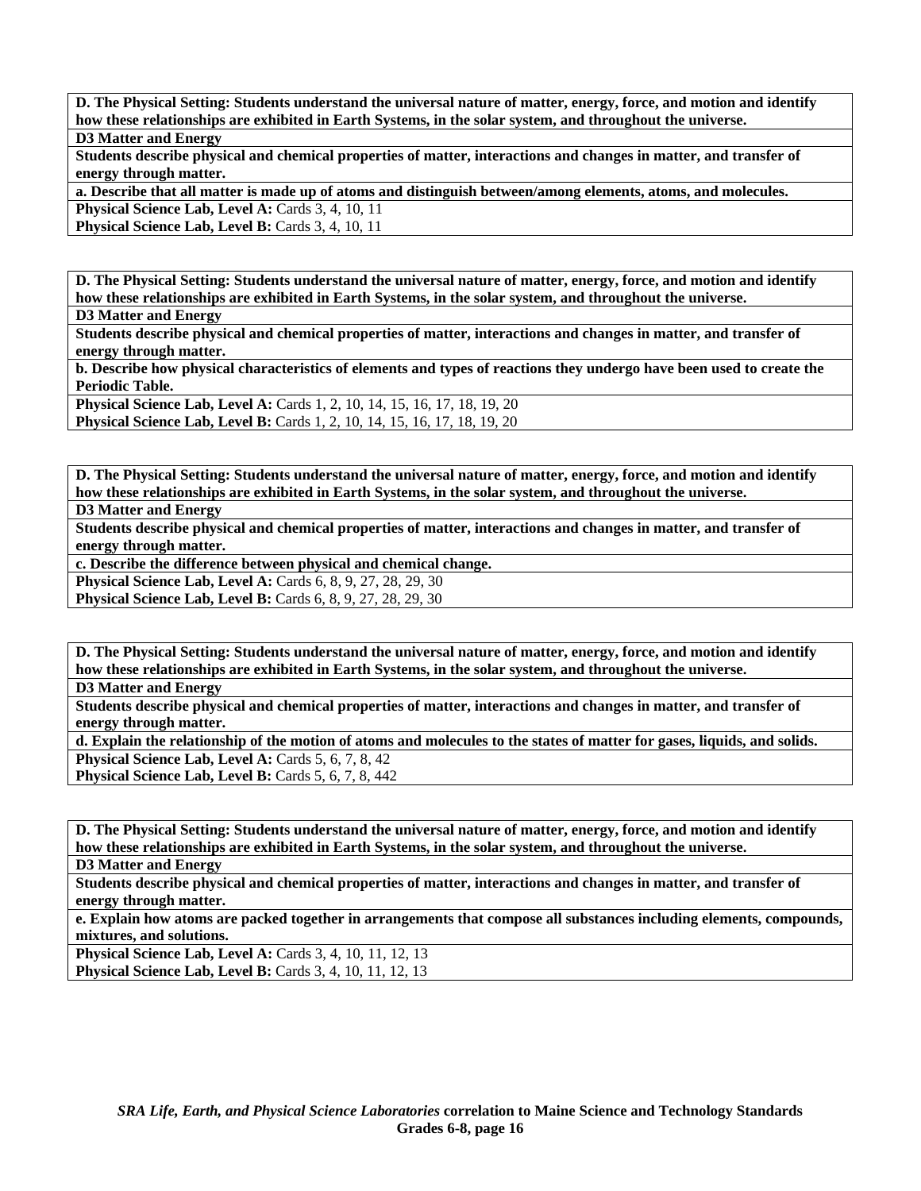| **D. The Physical Setting: Students understand the universal nature of matter, energy, force, and motion and identify how these relationships are exhibited in Earth Systems, in the solar system, and throughout the universe.** |
|---|
| **D3 Matter and Energy** |
| **Students describe physical and chemical properties of matter, interactions and changes in matter, and transfer of energy through matter.** |
| **a. Describe that all matter is made up of atoms and distinguish between/among elements, atoms, and molecules.** |
| **Physical Science Lab, Level A:** Cards 3, 4, 10, 11<br>**Physical Science Lab, Level B:** Cards 3, 4, 10, 11 |

| **D. The Physical Setting: Students understand the universal nature of matter, energy, force, and motion and identify how these relationships are exhibited in Earth Systems, in the solar system, and throughout the universe.** |
|---|
| **D3 Matter and Energy** |
| **Students describe physical and chemical properties of matter, interactions and changes in matter, and transfer of energy through matter.** |
| **b. Describe how physical characteristics of elements and types of reactions they undergo have been used to create the Periodic Table.** |
| **Physical Science Lab, Level A:** Cards 1, 2, 10, 14, 15, 16, 17, 18, 19, 20<br>**Physical Science Lab, Level B:** Cards 1, 2, 10, 14, 15, 16, 17, 18, 19, 20 |

| **D. The Physical Setting: Students understand the universal nature of matter, energy, force, and motion and identify how these relationships are exhibited in Earth Systems, in the solar system, and throughout the universe.** |
|---|
| **D3 Matter and Energy** |
| **Students describe physical and chemical properties of matter, interactions and changes in matter, and transfer of energy through matter.** |
| **c. Describe the difference between physical and chemical change.** |
| **Physical Science Lab, Level A:** Cards 6, 8, 9, 27, 28, 29, 30<br>**Physical Science Lab, Level B:** Cards 6, 8, 9, 27, 28, 29, 30 |

| **D. The Physical Setting: Students understand the universal nature of matter, energy, force, and motion and identify how these relationships are exhibited in Earth Systems, in the solar system, and throughout the universe.** |
|---|
| **D3 Matter and Energy** |
| **Students describe physical and chemical properties of matter, interactions and changes in matter, and transfer of energy through matter.** |
| **d. Explain the relationship of the motion of atoms and molecules to the states of matter for gases, liquids, and solids.** |
| **Physical Science Lab, Level A:** Cards 5, 6, 7, 8, 42<br>**Physical Science Lab, Level B:** Cards 5, 6, 7, 8, 442 |

| **D. The Physical Setting: Students understand the universal nature of matter, energy, force, and motion and identify how these relationships are exhibited in Earth Systems, in the solar system, and throughout the universe.** |
|---|
| **D3 Matter and Energy** |
| **Students describe physical and chemical properties of matter, interactions and changes in matter, and transfer of energy through matter.** |
| **e. Explain how atoms are packed together in arrangements that compose all substances including elements, compounds, mixtures, and solutions.** |
| **Physical Science Lab, Level A:** Cards 3, 4, 10, 11, 12, 13<br>**Physical Science Lab, Level B:** Cards 3, 4, 10, 11, 12, 13 |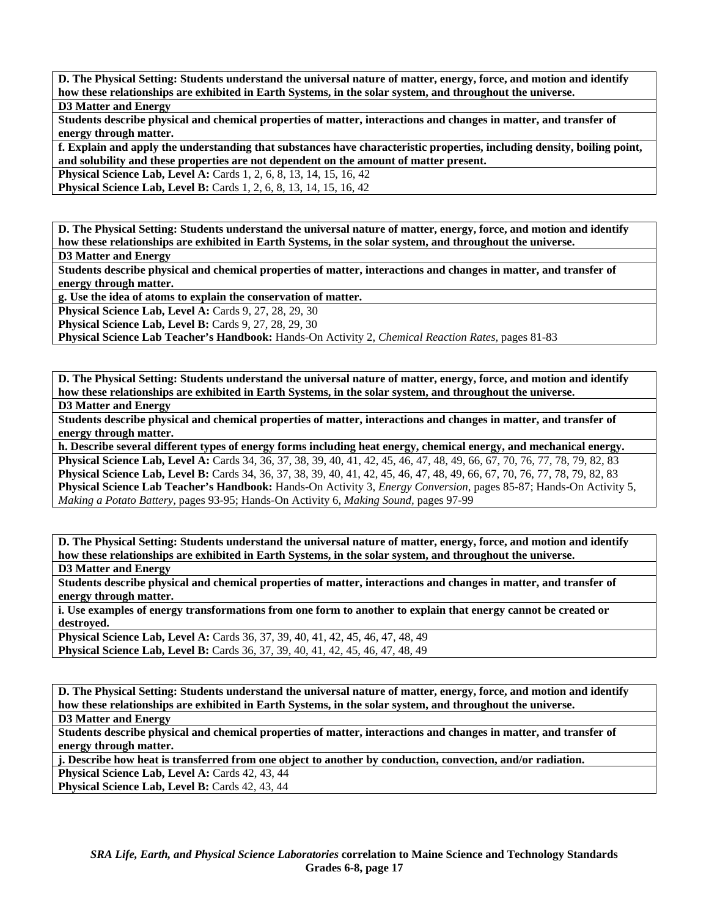**D. The Physical Setting: Students understand the universal nature of matter, energy, force, and motion and identify how these relationships are exhibited in Earth Systems, in the solar system, and throughout the universe.**

**D3 Matter and Energy**

**Students describe physical and chemical properties of matter, interactions and changes in matter, and transfer of energy through matter.**

**f. Explain and apply the understanding that substances have characteristic properties, including density, boiling point, and solubility and these properties are not dependent on the amount of matter present.**

**Physical Science Lab, Level A:** Cards 1, 2, 6, 8, 13, 14, 15, 16, 42
**Physical Science Lab, Level B:** Cards 1, 2, 6, 8, 13, 14, 15, 16, 42

**D. The Physical Setting: Students understand the universal nature of matter, energy, force, and motion and identify how these relationships are exhibited in Earth Systems, in the solar system, and throughout the universe.**

**D3 Matter and Energy**

**Students describe physical and chemical properties of matter, interactions and changes in matter, and transfer of energy through matter.**

**g. Use the idea of atoms to explain the conservation of matter.**

**Physical Science Lab, Level A:** Cards 9, 27, 28, 29, 30
**Physical Science Lab, Level B:** Cards 9, 27, 28, 29, 30
**Physical Science Lab Teacher's Handbook:** Hands-On Activity 2, *Chemical Reaction Rates,* pages 81-83

**D. The Physical Setting: Students understand the universal nature of matter, energy, force, and motion and identify how these relationships are exhibited in Earth Systems, in the solar system, and throughout the universe.**

**D3 Matter and Energy**

**Students describe physical and chemical properties of matter, interactions and changes in matter, and transfer of energy through matter.**

**h. Describe several different types of energy forms including heat energy, chemical energy, and mechanical energy.**

**Physical Science Lab, Level A:** Cards 34, 36, 37, 38, 39, 40, 41, 42, 45, 46, 47, 48, 49, 66, 67, 70, 76, 77, 78, 79, 82, 83
**Physical Science Lab, Level B:** Cards 34, 36, 37, 38, 39, 40, 41, 42, 45, 46, 47, 48, 49, 66, 67, 70, 76, 77, 78, 79, 82, 83
**Physical Science Lab Teacher's Handbook:** Hands-On Activity 3, *Energy Conversion,* pages 85-87; Hands-On Activity 5, *Making a Potato Battery,* pages 93-95; Hands-On Activity 6, *Making Sound,* pages 97-99

**D. The Physical Setting: Students understand the universal nature of matter, energy, force, and motion and identify how these relationships are exhibited in Earth Systems, in the solar system, and throughout the universe.**

**D3 Matter and Energy**

**Students describe physical and chemical properties of matter, interactions and changes in matter, and transfer of energy through matter.**

**i. Use examples of energy transformations from one form to another to explain that energy cannot be created or destroyed.**

**Physical Science Lab, Level A:** Cards 36, 37, 39, 40, 41, 42, 45, 46, 47, 48, 49
**Physical Science Lab, Level B:** Cards 36, 37, 39, 40, 41, 42, 45, 46, 47, 48, 49

**D. The Physical Setting: Students understand the universal nature of matter, energy, force, and motion and identify how these relationships are exhibited in Earth Systems, in the solar system, and throughout the universe.**

**D3 Matter and Energy**

**Students describe physical and chemical properties of matter, interactions and changes in matter, and transfer of energy through matter.**

**j. Describe how heat is transferred from one object to another by conduction, convection, and/or radiation.**

**Physical Science Lab, Level A:** Cards 42, 43, 44
**Physical Science Lab, Level B:** Cards 42, 43, 44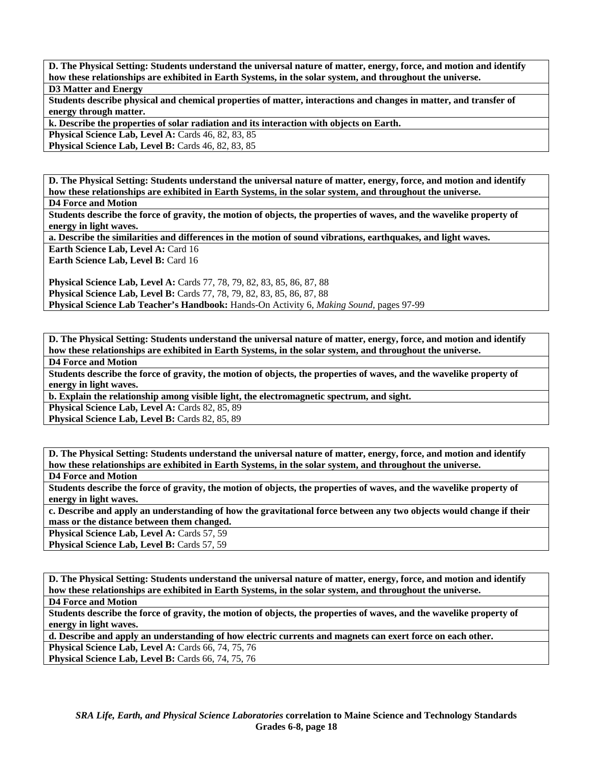**D. The Physical Setting: Students understand the universal nature of matter, energy, force, and motion and identify how these relationships are exhibited in Earth Systems, in the solar system, and throughout the universe.**

**D3 Matter and Energy**

**Students describe physical and chemical properties of matter, interactions and changes in matter, and transfer of energy through matter.**

**k. Describe the properties of solar radiation and its interaction with objects on Earth.**

**Physical Science Lab, Level A:** Cards 46, 82, 83, 85
**Physical Science Lab, Level B:** Cards 46, 82, 83, 85

**D. The Physical Setting: Students understand the universal nature of matter, energy, force, and motion and identify how these relationships are exhibited in Earth Systems, in the solar system, and throughout the universe.**

**D4 Force and Motion**

**Students describe the force of gravity, the motion of objects, the properties of waves, and the wavelike property of energy in light waves.**

**a. Describe the similarities and differences in the motion of sound vibrations, earthquakes, and light waves.**

**Earth Science Lab, Level A:** Card 16
**Earth Science Lab, Level B:** Card 16

**Physical Science Lab, Level A:** Cards 77, 78, 79, 82, 83, 85, 86, 87, 88
**Physical Science Lab, Level B:** Cards 77, 78, 79, 82, 83, 85, 86, 87, 88
**Physical Science Lab Teacher's Handbook:** Hands-On Activity 6, *Making Sound,* pages 97-99

**D. The Physical Setting: Students understand the universal nature of matter, energy, force, and motion and identify how these relationships are exhibited in Earth Systems, in the solar system, and throughout the universe.**

**D4 Force and Motion**

**Students describe the force of gravity, the motion of objects, the properties of waves, and the wavelike property of energy in light waves.**

**b. Explain the relationship among visible light, the electromagnetic spectrum, and sight.**

**Physical Science Lab, Level A:** Cards 82, 85, 89
**Physical Science Lab, Level B:** Cards 82, 85, 89

**D. The Physical Setting: Students understand the universal nature of matter, energy, force, and motion and identify how these relationships are exhibited in Earth Systems, in the solar system, and throughout the universe.**

**D4 Force and Motion**

**Students describe the force of gravity, the motion of objects, the properties of waves, and the wavelike property of energy in light waves.**

**c. Describe and apply an understanding of how the gravitational force between any two objects would change if their mass or the distance between them changed.**

**Physical Science Lab, Level A:** Cards 57, 59
**Physical Science Lab, Level B:** Cards 57, 59

**D. The Physical Setting: Students understand the universal nature of matter, energy, force, and motion and identify how these relationships are exhibited in Earth Systems, in the solar system, and throughout the universe.**

**D4 Force and Motion**

**Students describe the force of gravity, the motion of objects, the properties of waves, and the wavelike property of energy in light waves.**

**d. Describe and apply an understanding of how electric currents and magnets can exert force on each other.**

**Physical Science Lab, Level A:** Cards 66, 74, 75, 76
**Physical Science Lab, Level B:** Cards 66, 74, 75, 76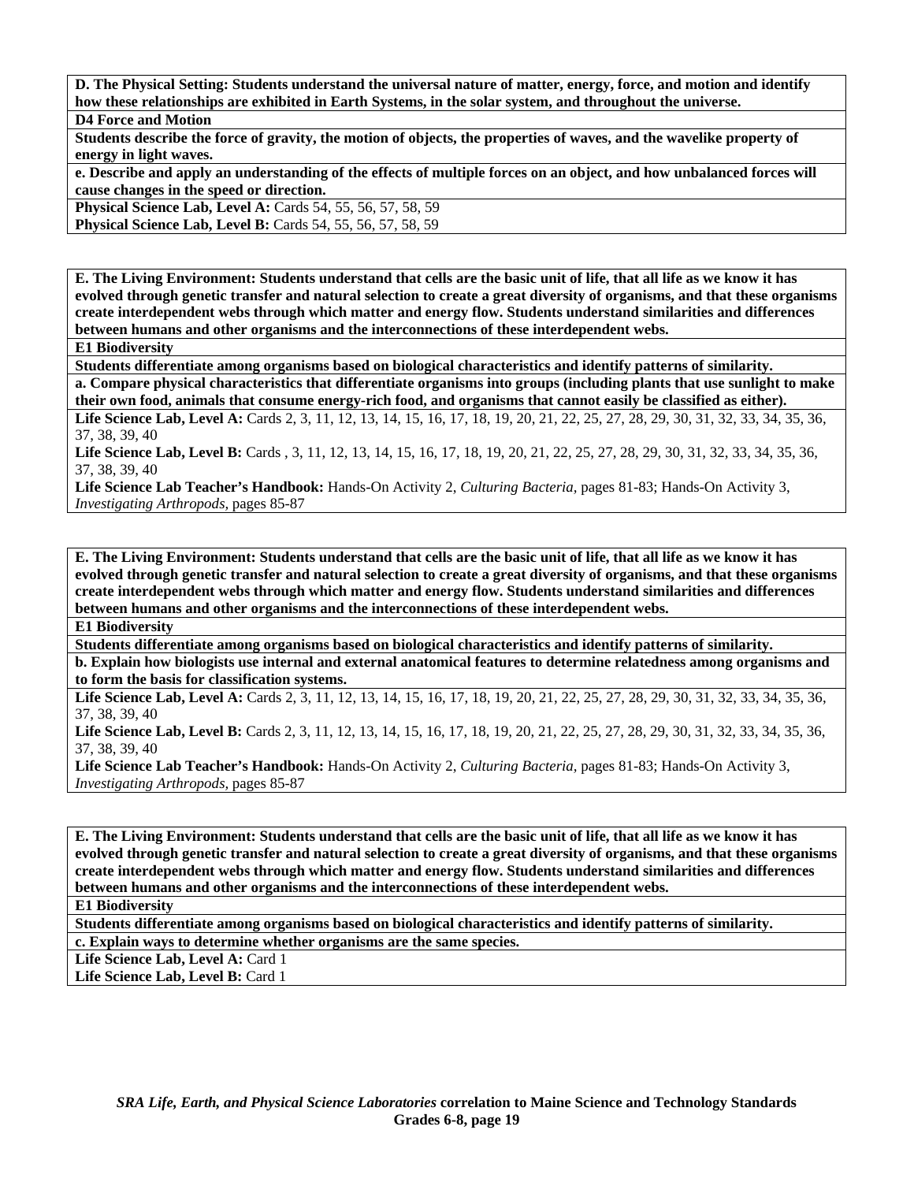**D. The Physical Setting: Students understand the universal nature of matter, energy, force, and motion and identify how these relationships are exhibited in Earth Systems, in the solar system, and throughout the universe.**

**D4 Force and Motion**

**Students describe the force of gravity, the motion of objects, the properties of waves, and the wavelike property of energy in light waves.**

**e. Describe and apply an understanding of the effects of multiple forces on an object, and how unbalanced forces will cause changes in the speed or direction.**

**Physical Science Lab, Level A:** Cards 54, 55, 56, 57, 58, 59

**Physical Science Lab, Level B:** Cards 54, 55, 56, 57, 58, 59

---

**E. The Living Environment: Students understand that cells are the basic unit of life, that all life as we know it has evolved through genetic transfer and natural selection to create a great diversity of organisms, and that these organisms create interdependent webs through which matter and energy flow. Students understand similarities and differences between humans and other organisms and the interconnections of these interdependent webs.**

**E1 Biodiversity**

**Students differentiate among organisms based on biological characteristics and identify patterns of similarity.**

**a. Compare physical characteristics that differentiate organisms into groups (including plants that use sunlight to make their own food, animals that consume energy-rich food, and organisms that cannot easily be classified as either).**

**Life Science Lab, Level A:** Cards 2, 3, 11, 12, 13, 14, 15, 16, 17, 18, 19, 20, 21, 22, 25, 27, 28, 29, 30, 31, 32, 33, 34, 35, 36, 37, 38, 39, 40

**Life Science Lab, Level B:** Cards , 3, 11, 12, 13, 14, 15, 16, 17, 18, 19, 20, 21, 22, 25, 27, 28, 29, 30, 31, 32, 33, 34, 35, 36, 37, 38, 39, 40

**Life Science Lab Teacher's Handbook:** Hands-On Activity 2, *Culturing Bacteria,* pages 81-83; Hands-On Activity 3, *Investigating Arthropods,* pages 85-87

---

**E. The Living Environment: Students understand that cells are the basic unit of life, that all life as we know it has evolved through genetic transfer and natural selection to create a great diversity of organisms, and that these organisms create interdependent webs through which matter and energy flow. Students understand similarities and differences between humans and other organisms and the interconnections of these interdependent webs.**

**E1 Biodiversity**

**Students differentiate among organisms based on biological characteristics and identify patterns of similarity.**

**b. Explain how biologists use internal and external anatomical features to determine relatedness among organisms and to form the basis for classification systems.**

**Life Science Lab, Level A:** Cards 2, 3, 11, 12, 13, 14, 15, 16, 17, 18, 19, 20, 21, 22, 25, 27, 28, 29, 30, 31, 32, 33, 34, 35, 36, 37, 38, 39, 40

**Life Science Lab, Level B:** Cards 2, 3, 11, 12, 13, 14, 15, 16, 17, 18, 19, 20, 21, 22, 25, 27, 28, 29, 30, 31, 32, 33, 34, 35, 36, 37, 38, 39, 40

**Life Science Lab Teacher's Handbook:** Hands-On Activity 2, *Culturing Bacteria,* pages 81-83; Hands-On Activity 3, *Investigating Arthropods,* pages 85-87

---

**E. The Living Environment: Students understand that cells are the basic unit of life, that all life as we know it has evolved through genetic transfer and natural selection to create a great diversity of organisms, and that these organisms create interdependent webs through which matter and energy flow. Students understand similarities and differences between humans and other organisms and the interconnections of these interdependent webs.**

**E1 Biodiversity**

**Students differentiate among organisms based on biological characteristics and identify patterns of similarity.**

**c. Explain ways to determine whether organisms are the same species.**

**Life Science Lab, Level A:** Card 1

**Life Science Lab, Level B:** Card 1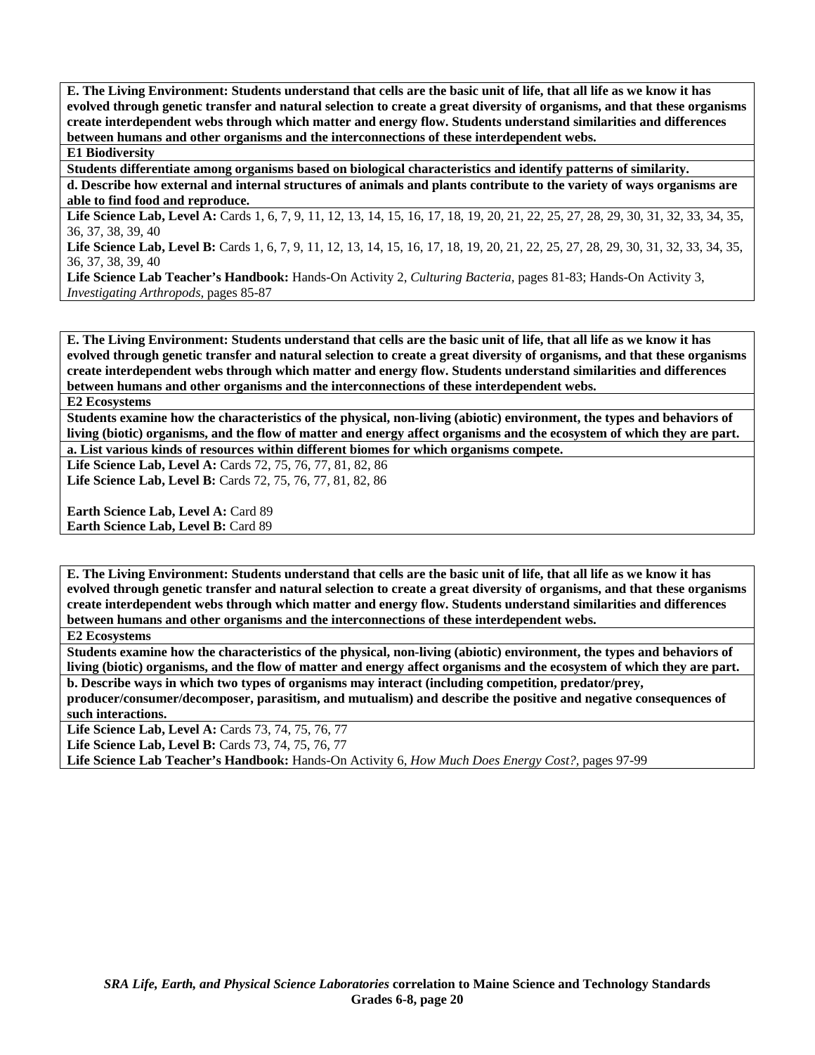**E. The Living Environment: Students understand that cells are the basic unit of life, that all life as we know it has evolved through genetic transfer and natural selection to create a great diversity of organisms, and that these organisms create interdependent webs through which matter and energy flow. Students understand similarities and differences between humans and other organisms and the interconnections of these interdependent webs.**

**E1 Biodiversity**

**Students differentiate among organisms based on biological characteristics and identify patterns of similarity.**

**d. Describe how external and internal structures of animals and plants contribute to the variety of ways organisms are able to find food and reproduce.**

**Life Science Lab, Level A:** Cards 1, 6, 7, 9, 11, 12, 13, 14, 15, 16, 17, 18, 19, 20, 21, 22, 25, 27, 28, 29, 30, 31, 32, 33, 34, 35, 36, 37, 38, 39, 40

**Life Science Lab, Level B:** Cards 1, 6, 7, 9, 11, 12, 13, 14, 15, 16, 17, 18, 19, 20, 21, 22, 25, 27, 28, 29, 30, 31, 32, 33, 34, 35, 36, 37, 38, 39, 40

**Life Science Lab Teacher's Handbook:** Hands-On Activity 2, *Culturing Bacteria,* pages 81-83; Hands-On Activity 3, *Investigating Arthropods,* pages 85-87

---

**E. The Living Environment: Students understand that cells are the basic unit of life, that all life as we know it has evolved through genetic transfer and natural selection to create a great diversity of organisms, and that these organisms create interdependent webs through which matter and energy flow. Students understand similarities and differences between humans and other organisms and the interconnections of these interdependent webs.**

**E2 Ecosystems**

**Students examine how the characteristics of the physical, non-living (abiotic) environment, the types and behaviors of living (biotic) organisms, and the flow of matter and energy affect organisms and the ecosystem of which they are part.**

**a. List various kinds of resources within different biomes for which organisms compete.**

**Life Science Lab, Level A:** Cards 72, 75, 76, 77, 81, 82, 86
**Life Science Lab, Level B:** Cards 72, 75, 76, 77, 81, 82, 86

**Earth Science Lab, Level A:** Card 89
**Earth Science Lab, Level B:** Card 89

---

**E. The Living Environment: Students understand that cells are the basic unit of life, that all life as we know it has evolved through genetic transfer and natural selection to create a great diversity of organisms, and that these organisms create interdependent webs through which matter and energy flow. Students understand similarities and differences between humans and other organisms and the interconnections of these interdependent webs.**

**E2 Ecosystems**

**Students examine how the characteristics of the physical, non-living (abiotic) environment, the types and behaviors of living (biotic) organisms, and the flow of matter and energy affect organisms and the ecosystem of which they are part.**

**b. Describe ways in which two types of organisms may interact (including competition, predator/prey, producer/consumer/decomposer, parasitism, and mutualism) and describe the positive and negative consequences of such interactions.**

**Life Science Lab, Level A:** Cards 73, 74, 75, 76, 77
**Life Science Lab, Level B:** Cards 73, 74, 75, 76, 77
**Life Science Lab Teacher's Handbook:** Hands-On Activity 6, *How Much Does Energy Cost?,* pages 97-99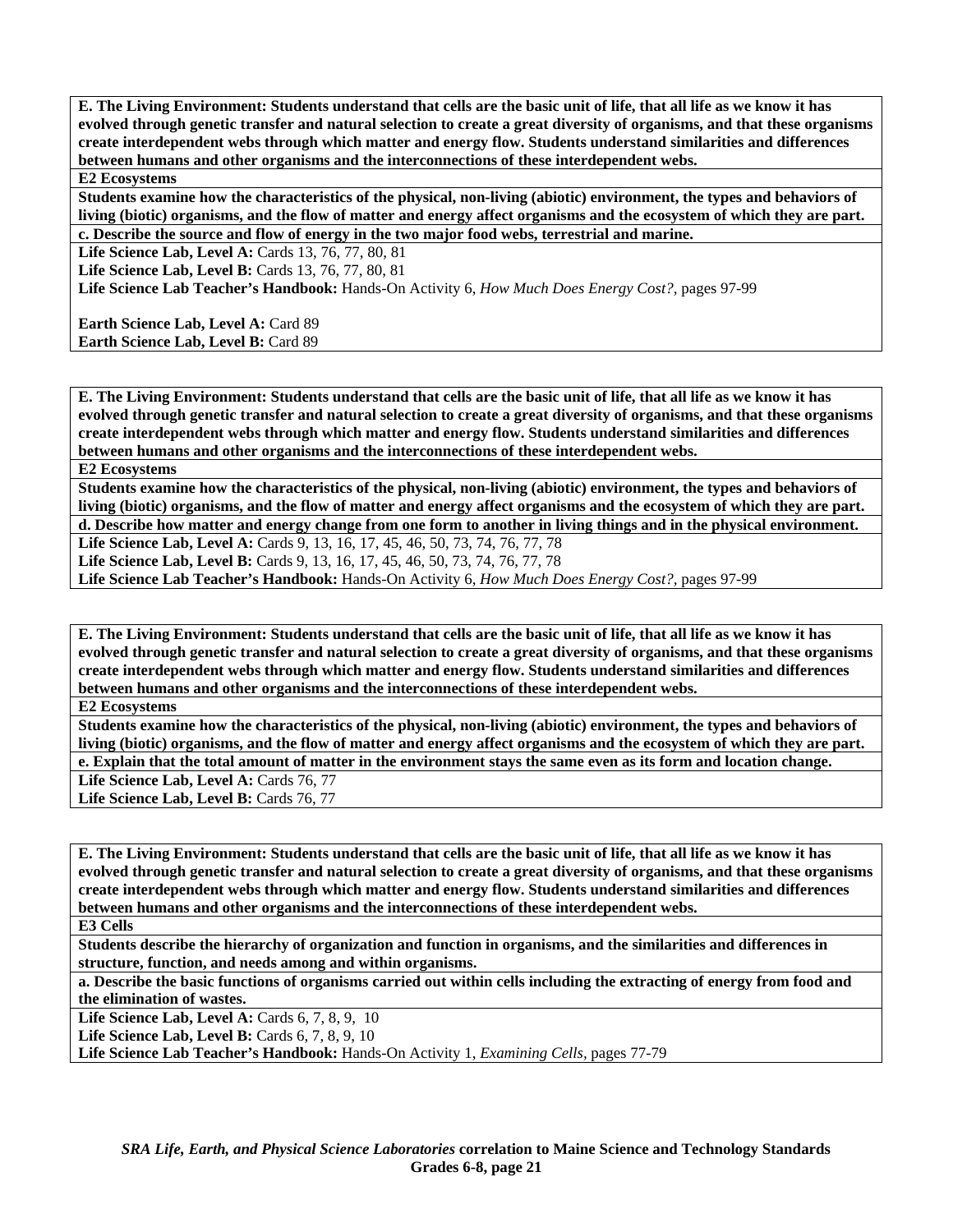**E. The Living Environment: Students understand that cells are the basic unit of life, that all life as we know it has evolved through genetic transfer and natural selection to create a great diversity of organisms, and that these organisms create interdependent webs through which matter and energy flow. Students understand similarities and differences between humans and other organisms and the interconnections of these interdependent webs.**

**E2 Ecosystems**

**Students examine how the characteristics of the physical, non-living (abiotic) environment, the types and behaviors of living (biotic) organisms, and the flow of matter and energy affect organisms and the ecosystem of which they are part.**

**c. Describe the source and flow of energy in the two major food webs, terrestrial and marine.**

**Life Science Lab, Level A:** Cards 13, 76, 77, 80, 81
**Life Science Lab, Level B:** Cards 13, 76, 77, 80, 81
**Life Science Lab Teacher's Handbook:** Hands-On Activity 6, *How Much Does Energy Cost?,* pages 97-99

**Earth Science Lab, Level A:** Card 89
**Earth Science Lab, Level B:** Card 89

---

**E. The Living Environment: Students understand that cells are the basic unit of life, that all life as we know it has evolved through genetic transfer and natural selection to create a great diversity of organisms, and that these organisms create interdependent webs through which matter and energy flow. Students understand similarities and differences between humans and other organisms and the interconnections of these interdependent webs.**

**E2 Ecosystems**

**Students examine how the characteristics of the physical, non-living (abiotic) environment, the types and behaviors of living (biotic) organisms, and the flow of matter and energy affect organisms and the ecosystem of which they are part.**

**d. Describe how matter and energy change from one form to another in living things and in the physical environment.**

**Life Science Lab, Level A:** Cards 9, 13, 16, 17, 45, 46, 50, 73, 74, 76, 77, 78
**Life Science Lab, Level B:** Cards 9, 13, 16, 17, 45, 46, 50, 73, 74, 76, 77, 78
**Life Science Lab Teacher's Handbook:** Hands-On Activity 6, *How Much Does Energy Cost?,* pages 97-99

---

**E. The Living Environment: Students understand that cells are the basic unit of life, that all life as we know it has evolved through genetic transfer and natural selection to create a great diversity of organisms, and that these organisms create interdependent webs through which matter and energy flow. Students understand similarities and differences between humans and other organisms and the interconnections of these interdependent webs.**

**E2 Ecosystems**

**Students examine how the characteristics of the physical, non-living (abiotic) environment, the types and behaviors of living (biotic) organisms, and the flow of matter and energy affect organisms and the ecosystem of which they are part.**

**e. Explain that the total amount of matter in the environment stays the same even as its form and location change.**

**Life Science Lab, Level A:** Cards 76, 77
**Life Science Lab, Level B:** Cards 76, 77

---

**E. The Living Environment: Students understand that cells are the basic unit of life, that all life as we know it has evolved through genetic transfer and natural selection to create a great diversity of organisms, and that these organisms create interdependent webs through which matter and energy flow. Students understand similarities and differences between humans and other organisms and the interconnections of these interdependent webs.**

**E3 Cells**

**Students describe the hierarchy of organization and function in organisms, and the similarities and differences in structure, function, and needs among and within organisms.**

**a. Describe the basic functions of organisms carried out within cells including the extracting of energy from food and the elimination of wastes.**

**Life Science Lab, Level A:** Cards 6, 7, 8, 9, 10
**Life Science Lab, Level B:** Cards 6, 7, 8, 9, 10
**Life Science Lab Teacher's Handbook:** Hands-On Activity 1, *Examining Cells,* pages 77-79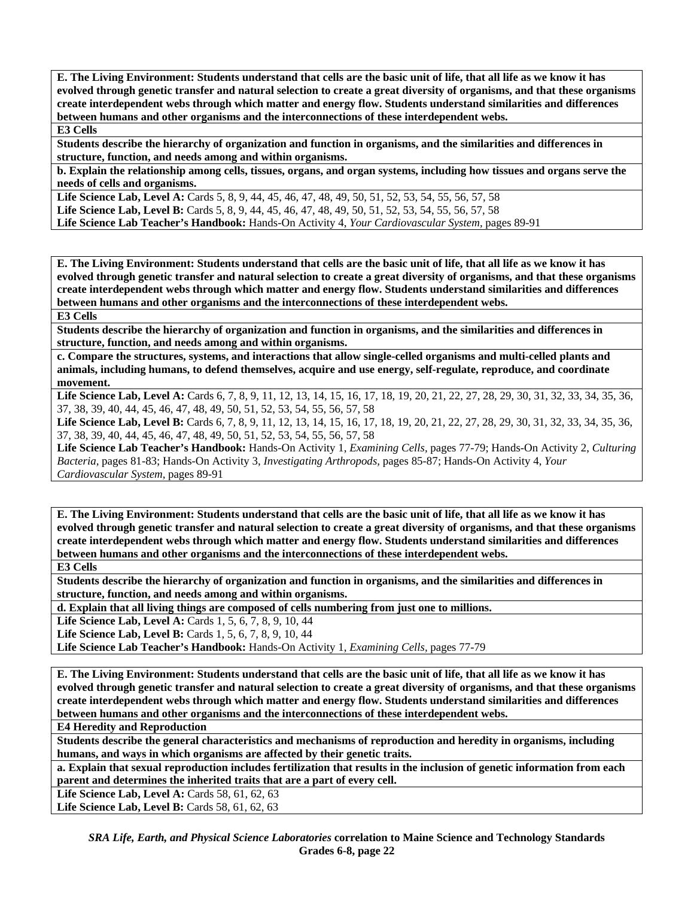**E. The Living Environment: Students understand that cells are the basic unit of life, that all life as we know it has evolved through genetic transfer and natural selection to create a great diversity of organisms, and that these organisms create interdependent webs through which matter and energy flow. Students understand similarities and differences between humans and other organisms and the interconnections of these interdependent webs.**

**E3 Cells**

**Students describe the hierarchy of organization and function in organisms, and the similarities and differences in structure, function, and needs among and within organisms.**

**b. Explain the relationship among cells, tissues, organs, and organ systems, including how tissues and organs serve the needs of cells and organisms.**

**Life Science Lab, Level A:** Cards 5, 8, 9, 44, 45, 46, 47, 48, 49, 50, 51, 52, 53, 54, 55, 56, 57, 58
**Life Science Lab, Level B:** Cards 5, 8, 9, 44, 45, 46, 47, 48, 49, 50, 51, 52, 53, 54, 55, 56, 57, 58
**Life Science Lab Teacher's Handbook:** Hands-On Activity 4, *Your Cardiovascular System,* pages 89-91

---

**E. The Living Environment: Students understand that cells are the basic unit of life, that all life as we know it has evolved through genetic transfer and natural selection to create a great diversity of organisms, and that these organisms create interdependent webs through which matter and energy flow. Students understand similarities and differences between humans and other organisms and the interconnections of these interdependent webs.**

**E3 Cells**

**Students describe the hierarchy of organization and function in organisms, and the similarities and differences in structure, function, and needs among and within organisms.**

**c. Compare the structures, systems, and interactions that allow single-celled organisms and multi-celled plants and animals, including humans, to defend themselves, acquire and use energy, self-regulate, reproduce, and coordinate movement.**

**Life Science Lab, Level A:** Cards 6, 7, 8, 9, 11, 12, 13, 14, 15, 16, 17, 18, 19, 20, 21, 22, 27, 28, 29, 30, 31, 32, 33, 34, 35, 36, 37, 38, 39, 40, 44, 45, 46, 47, 48, 49, 50, 51, 52, 53, 54, 55, 56, 57, 58
**Life Science Lab, Level B:** Cards 6, 7, 8, 9, 11, 12, 13, 14, 15, 16, 17, 18, 19, 20, 21, 22, 27, 28, 29, 30, 31, 32, 33, 34, 35, 36, 37, 38, 39, 40, 44, 45, 46, 47, 48, 49, 50, 51, 52, 53, 54, 55, 56, 57, 58
**Life Science Lab Teacher's Handbook:** Hands-On Activity 1, *Examining Cells,* pages 77-79; Hands-On Activity 2, *Culturing Bacteria,* pages 81-83; Hands-On Activity 3, *Investigating Arthropods,* pages 85-87; Hands-On Activity 4, *Your Cardiovascular System,* pages 89-91

---

**E. The Living Environment: Students understand that cells are the basic unit of life, that all life as we know it has evolved through genetic transfer and natural selection to create a great diversity of organisms, and that these organisms create interdependent webs through which matter and energy flow. Students understand similarities and differences between humans and other organisms and the interconnections of these interdependent webs.**

**E3 Cells**

**Students describe the hierarchy of organization and function in organisms, and the similarities and differences in structure, function, and needs among and within organisms.**

**d. Explain that all living things are composed of cells numbering from just one to millions.**

**Life Science Lab, Level A:** Cards 1, 5, 6, 7, 8, 9, 10, 44
**Life Science Lab, Level B:** Cards 1, 5, 6, 7, 8, 9, 10, 44
**Life Science Lab Teacher's Handbook:** Hands-On Activity 1, *Examining Cells,* pages 77-79

---

**E. The Living Environment: Students understand that cells are the basic unit of life, that all life as we know it has evolved through genetic transfer and natural selection to create a great diversity of organisms, and that these organisms create interdependent webs through which matter and energy flow. Students understand similarities and differences between humans and other organisms and the interconnections of these interdependent webs.**

**E4 Heredity and Reproduction**

**Students describe the general characteristics and mechanisms of reproduction and heredity in organisms, including humans, and ways in which organisms are affected by their genetic traits.**

**a. Explain that sexual reproduction includes fertilization that results in the inclusion of genetic information from each parent and determines the inherited traits that are a part of every cell.**

**Life Science Lab, Level A:** Cards 58, 61, 62, 63
**Life Science Lab, Level B:** Cards 58, 61, 62, 63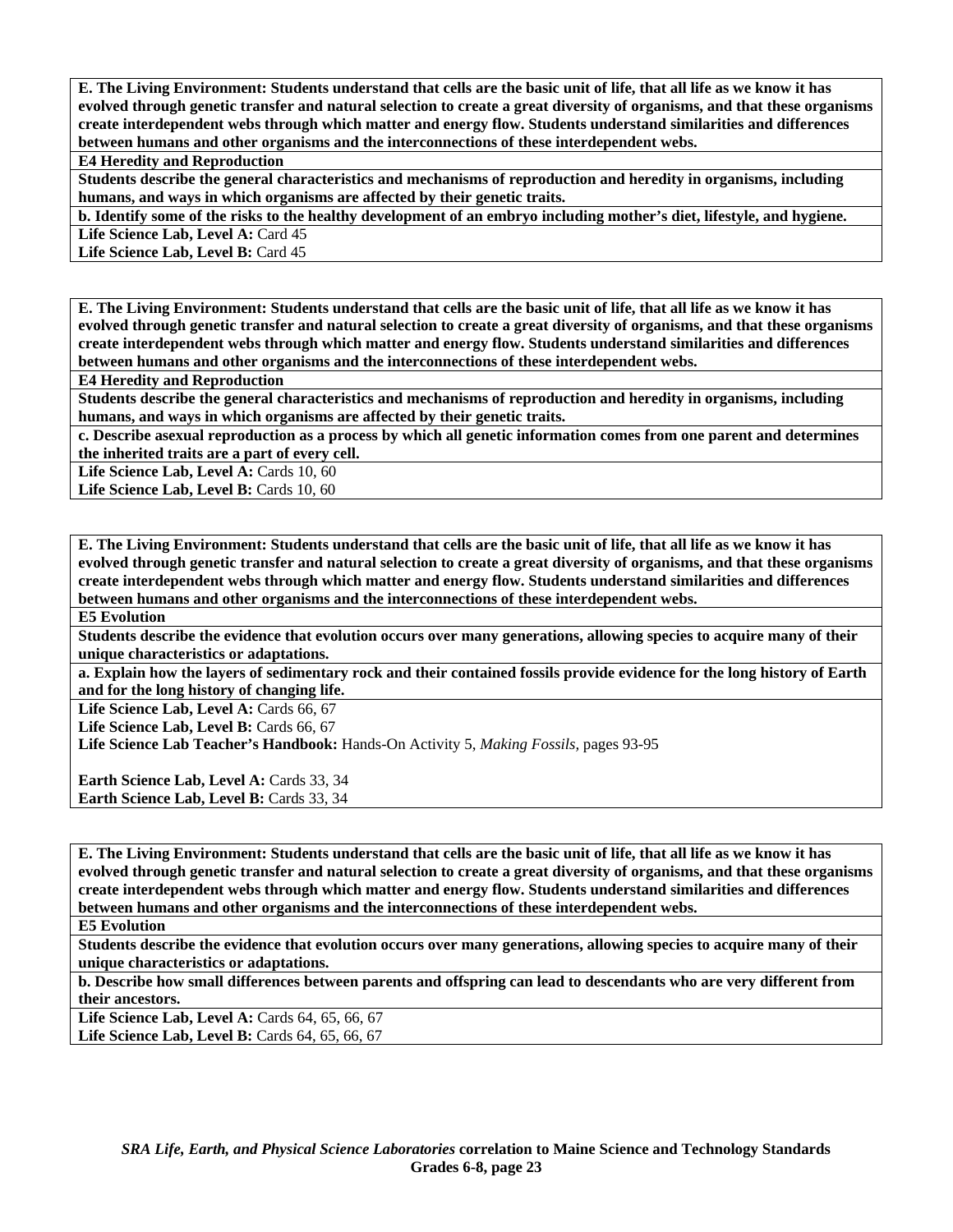**E. The Living Environment: Students understand that cells are the basic unit of life, that all life as we know it has evolved through genetic transfer and natural selection to create a great diversity of organisms, and that these organisms create interdependent webs through which matter and energy flow. Students understand similarities and differences between humans and other organisms and the interconnections of these interdependent webs.**

**E4 Heredity and Reproduction**

**Students describe the general characteristics and mechanisms of reproduction and heredity in organisms, including humans, and ways in which organisms are affected by their genetic traits.**

**b. Identify some of the risks to the healthy development of an embryo including mother's diet, lifestyle, and hygiene.**

**Life Science Lab, Level A:** Card 45
**Life Science Lab, Level B:** Card 45

---

**E. The Living Environment: Students understand that cells are the basic unit of life, that all life as we know it has evolved through genetic transfer and natural selection to create a great diversity of organisms, and that these organisms create interdependent webs through which matter and energy flow. Students understand similarities and differences between humans and other organisms and the interconnections of these interdependent webs.**

**E4 Heredity and Reproduction**

**Students describe the general characteristics and mechanisms of reproduction and heredity in organisms, including humans, and ways in which organisms are affected by their genetic traits.**

**c. Describe asexual reproduction as a process by which all genetic information comes from one parent and determines the inherited traits are a part of every cell.**

**Life Science Lab, Level A:** Cards 10, 60
**Life Science Lab, Level B:** Cards 10, 60

---

**E. The Living Environment: Students understand that cells are the basic unit of life, that all life as we know it has evolved through genetic transfer and natural selection to create a great diversity of organisms, and that these organisms create interdependent webs through which matter and energy flow. Students understand similarities and differences between humans and other organisms and the interconnections of these interdependent webs.**

**E5 Evolution**

**Students describe the evidence that evolution occurs over many generations, allowing species to acquire many of their unique characteristics or adaptations.**

**a. Explain how the layers of sedimentary rock and their contained fossils provide evidence for the long history of Earth and for the long history of changing life.**

**Life Science Lab, Level A:** Cards 66, 67
**Life Science Lab, Level B:** Cards 66, 67
**Life Science Lab Teacher's Handbook:** Hands-On Activity 5, *Making Fossils,* pages 93-95

**Earth Science Lab, Level A:** Cards 33, 34
**Earth Science Lab, Level B:** Cards 33, 34

---

**E. The Living Environment: Students understand that cells are the basic unit of life, that all life as we know it has evolved through genetic transfer and natural selection to create a great diversity of organisms, and that these organisms create interdependent webs through which matter and energy flow. Students understand similarities and differences between humans and other organisms and the interconnections of these interdependent webs.**

**E5 Evolution**

**Students describe the evidence that evolution occurs over many generations, allowing species to acquire many of their unique characteristics or adaptations.**

**b. Describe how small differences between parents and offspring can lead to descendants who are very different from their ancestors.**

**Life Science Lab, Level A:** Cards 64, 65, 66, 67
**Life Science Lab, Level B:** Cards 64, 65, 66, 67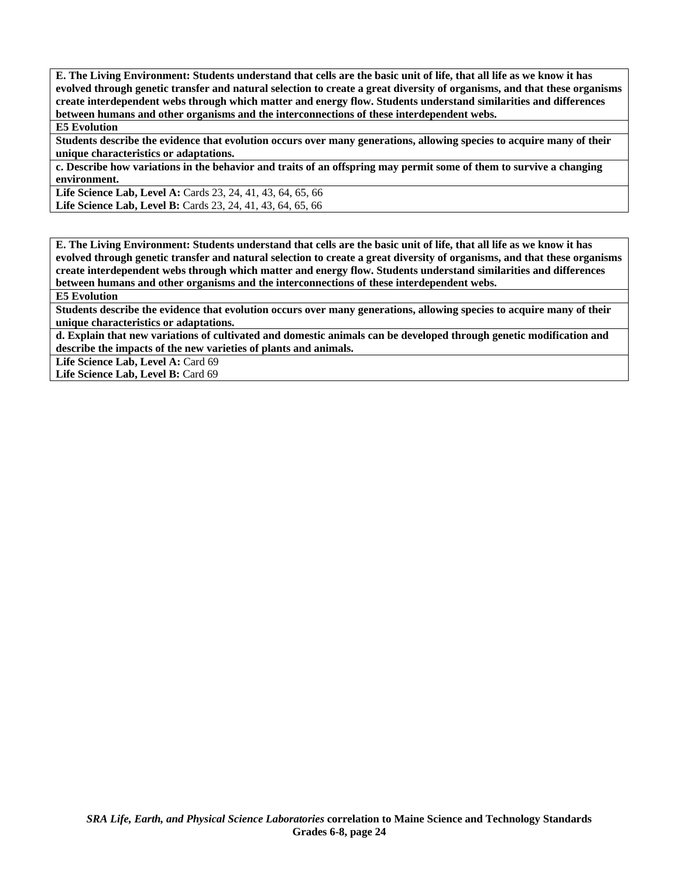**E. The Living Environment: Students understand that cells are the basic unit of life, that all life as we know it has evolved through genetic transfer and natural selection to create a great diversity of organisms, and that these organisms create interdependent webs through which matter and energy flow. Students understand similarities and differences between humans and other organisms and the interconnections of these interdependent webs.**

**E5 Evolution**

**Students describe the evidence that evolution occurs over many generations, allowing species to acquire many of their unique characteristics or adaptations.**

**c. Describe how variations in the behavior and traits of an offspring may permit some of them to survive a changing environment.**

**Life Science Lab, Level A:** Cards 23, 24, 41, 43, 64, 65, 66
**Life Science Lab, Level B:** Cards 23, 24, 41, 43, 64, 65, 66

**E. The Living Environment: Students understand that cells are the basic unit of life, that all life as we know it has evolved through genetic transfer and natural selection to create a great diversity of organisms, and that these organisms create interdependent webs through which matter and energy flow. Students understand similarities and differences between humans and other organisms and the interconnections of these interdependent webs.**

**E5 Evolution**

**Students describe the evidence that evolution occurs over many generations, allowing species to acquire many of their unique characteristics or adaptations.**

**d. Explain that new variations of cultivated and domestic animals can be developed through genetic modification and describe the impacts of the new varieties of plants and animals.**

**Life Science Lab, Level A:** Card 69
**Life Science Lab, Level B:** Card 69